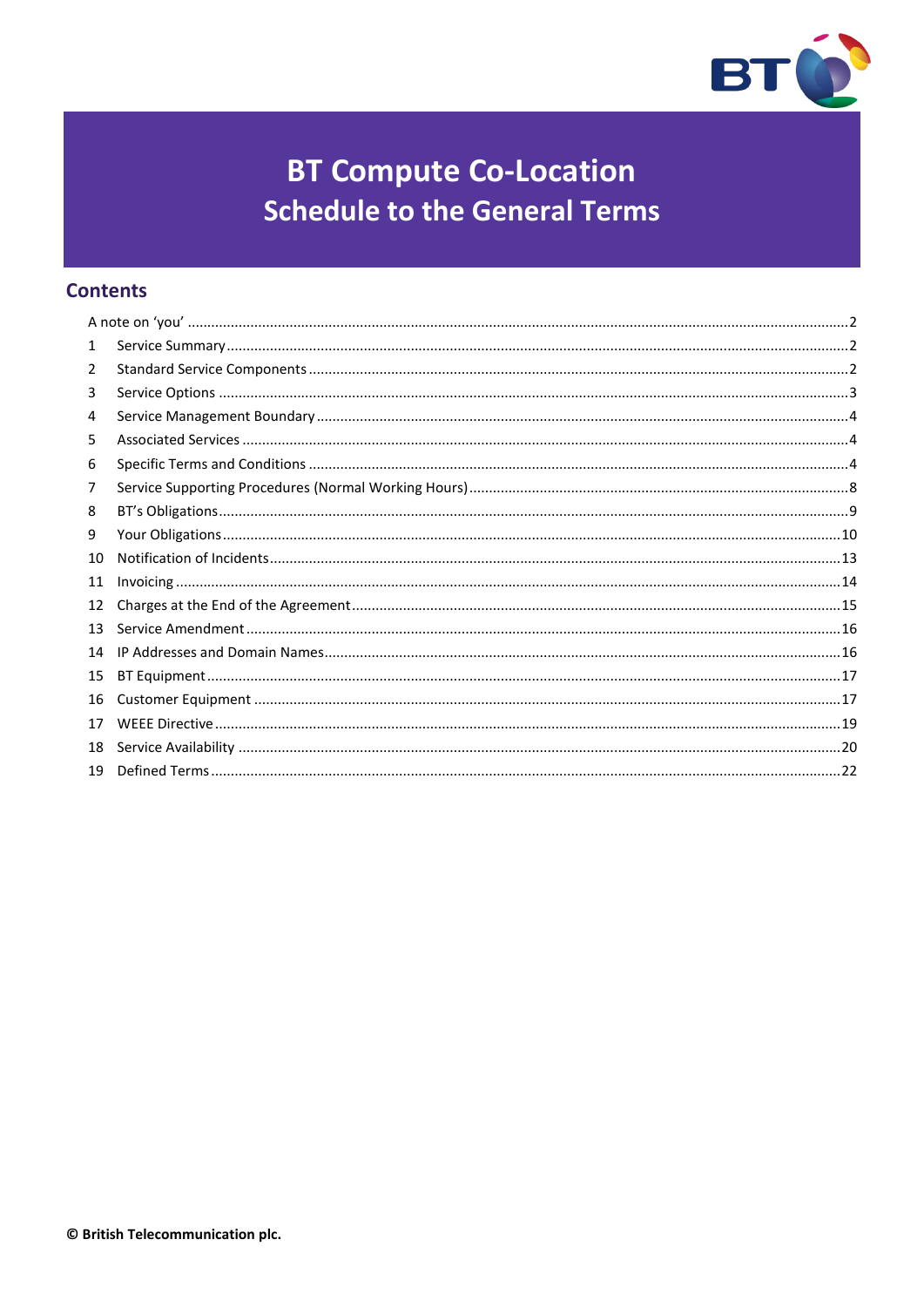# BT Compute Co-Location
## Schedule to the General Terms

## Contents

A note on 'you' ....................................................................................................................................2

1 Service Summary ................................................................................................................................2

2 Standard Service Components ...........................................................................................................2

3 Service Options ...................................................................................................................................3

4 Service Management Boundary ..........................................................................................................4

5 Associated Services ............................................................................................................................4

6 Specific Terms and Conditions ............................................................................................................4

7 Service Supporting Procedures (Normal Working Hours) ..................................................................8

8 BT's Obligations ..................................................................................................................................9

9 Your Obligations ...............................................................................................................................10

10 Notification of Incidents ..................................................................................................................13

11 Invoicing ..........................................................................................................................................14

12 Charges at the End of the Agreement .............................................................................................15

13 Service Amendment .........................................................................................................................16

14 IP Addresses and Domain Names .....................................................................................................16

15 BT Equipment ...................................................................................................................................17

16 Customer Equipment .......................................................................................................................17

17 WEEE Directive .................................................................................................................................19

18 Service Availability ...........................................................................................................................20

19 Defined Terms ..................................................................................................................................22

**© British Telecommunication plc.**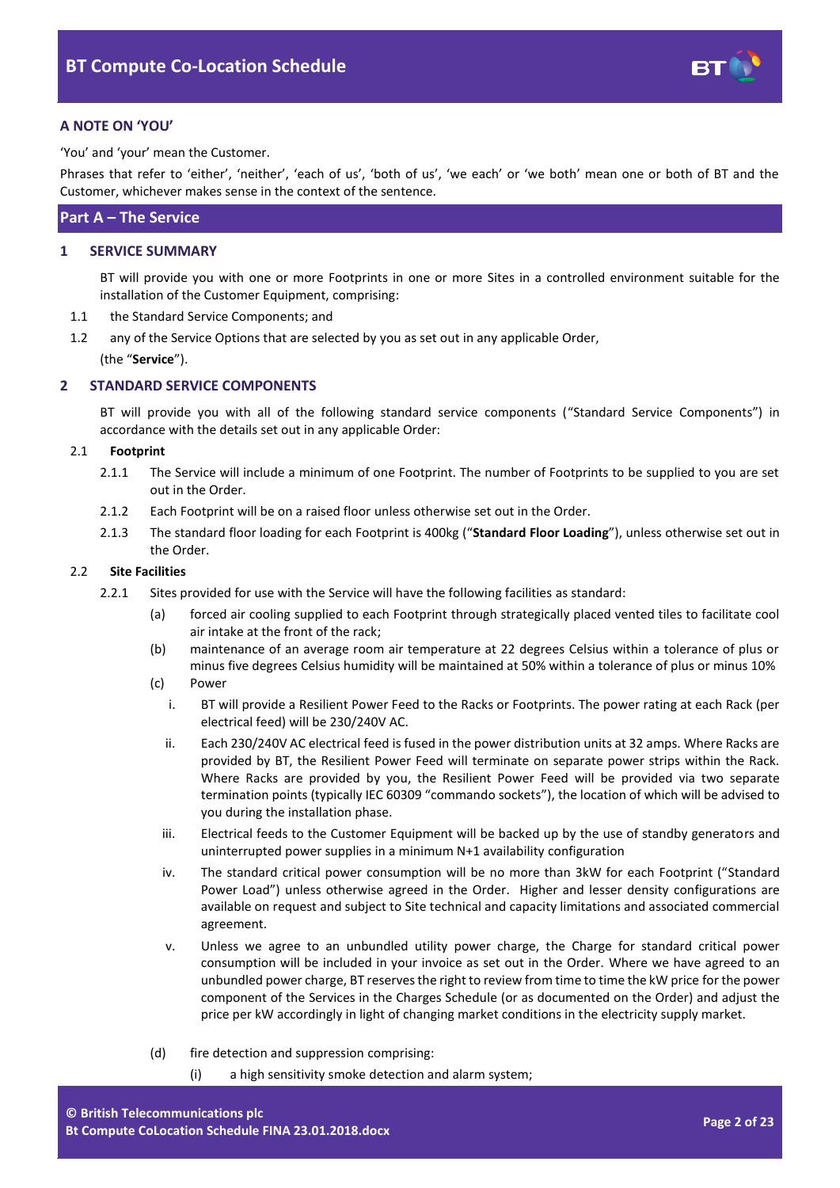## A NOTE ON 'YOU'

'You' and 'your' mean the Customer.

Phrases that refer to 'either', 'neither', 'each of us', 'both of us', 'we each' or 'we both' mean one or both of BT and the Customer, whichever makes sense in the context of the sentence.

## Part A – The Service

### 1 SERVICE SUMMARY

BT will provide you with one or more Footprints in one or more Sites in a controlled environment suitable for the installation of the Customer Equipment, comprising:

1.1 the Standard Service Components; and

1.2 any of the Service Options that are selected by you as set out in any applicable Order,

(the "**Service**").

### 2 STANDARD SERVICE COMPONENTS

BT will provide you with all of the following standard service components ("Standard Service Components") in accordance with the details set out in any applicable Order:

**2.1 Footprint**

2.1.1 The Service will include a minimum of one Footprint. The number of Footprints to be supplied to you are set out in the Order.

2.1.2 Each Footprint will be on a raised floor unless otherwise set out in the Order.

2.1.3 The standard floor loading for each Footprint is 400kg ("**Standard Floor Loading**"), unless otherwise set out in the Order.

**2.2 Site Facilities**

2.2.1 Sites provided for use with the Service will have the following facilities as standard:

(a) forced air cooling supplied to each Footprint through strategically placed vented tiles to facilitate cool air intake at the front of the rack;

(b) maintenance of an average room air temperature at 22 degrees Celsius within a tolerance of plus or minus five degrees Celsius humidity will be maintained at 50% within a tolerance of plus or minus 10%

(c) Power

i. BT will provide a Resilient Power Feed to the Racks or Footprints. The power rating at each Rack (per electrical feed) will be 230/240V AC.

ii. Each 230/240V AC electrical feed is fused in the power distribution units at 32 amps. Where Racks are provided by BT, the Resilient Power Feed will terminate on separate power strips within the Rack. Where Racks are provided by you, the Resilient Power Feed will be provided via two separate termination points (typically IEC 60309 "commando sockets"), the location of which will be advised to you during the installation phase.

iii. Electrical feeds to the Customer Equipment will be backed up by the use of standby generators and uninterrupted power supplies in a minimum N+1 availability configuration

iv. The standard critical power consumption will be no more than 3kW for each Footprint ("Standard Power Load") unless otherwise agreed in the Order. Higher and lesser density configurations are available on request and subject to Site technical and capacity limitations and associated commercial agreement.

v. Unless we agree to an unbundled utility power charge, the Charge for standard critical power consumption will be included in your invoice as set out in the Order. Where we have agreed to an unbundled power charge, BT reserves the right to review from time to time the kW price for the power component of the Services in the Charges Schedule (or as documented on the Order) and adjust the price per kW accordingly in light of changing market conditions in the electricity supply market.

(d) fire detection and suppression comprising:

(i) a high sensitivity smoke detection and alarm system;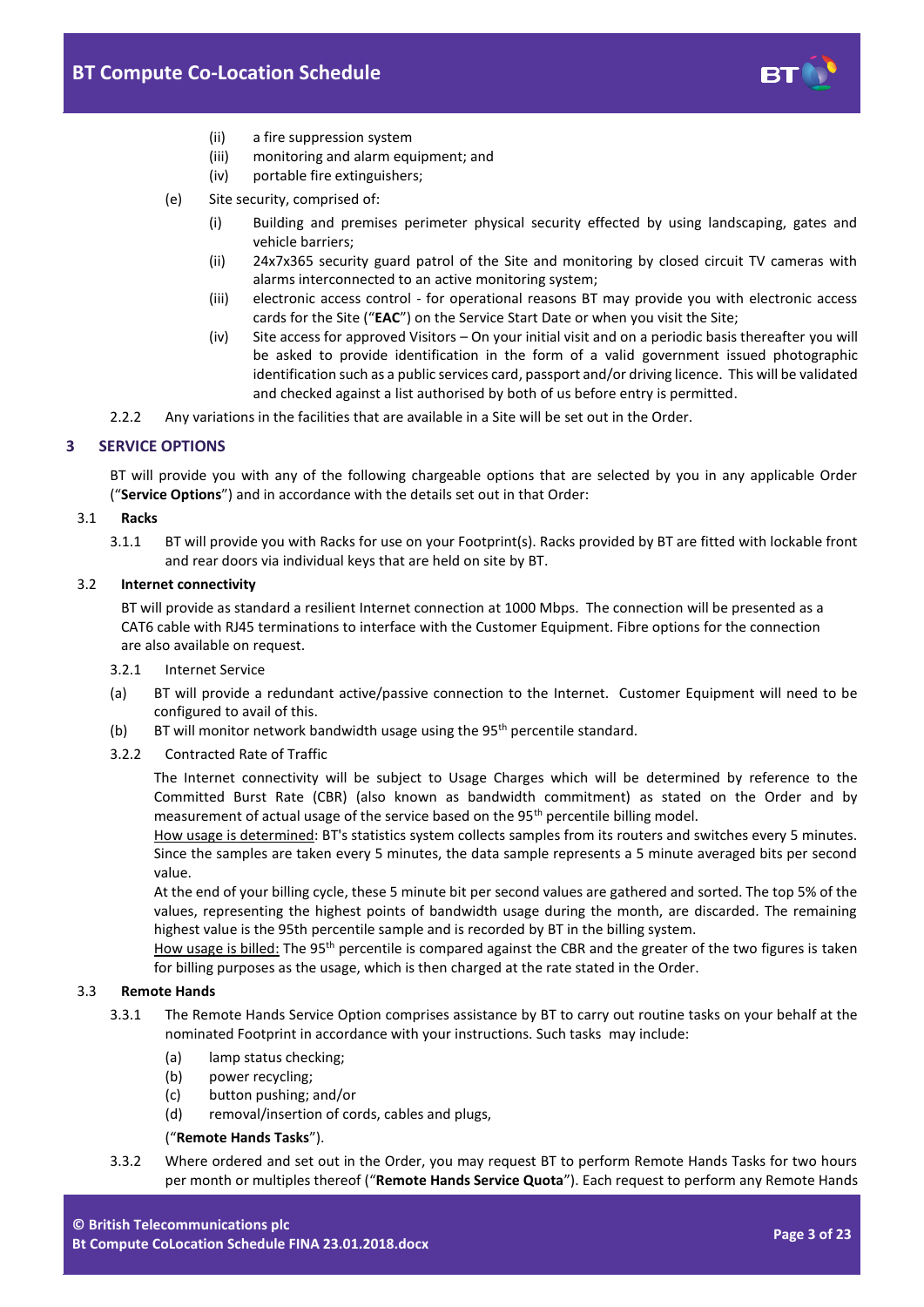(ii) a fire suppression system

(iii) monitoring and alarm equipment; and

(iv) portable fire extinguishers;

(e) Site security, comprised of:

(i) Building and premises perimeter physical security effected by using landscaping, gates and vehicle barriers;

(ii) 24x7x365 security guard patrol of the Site and monitoring by closed circuit TV cameras with alarms interconnected to an active monitoring system;

(iii) electronic access control - for operational reasons BT may provide you with electronic access cards for the Site ("**EAC**") on the Service Start Date or when you visit the Site;

(iv) Site access for approved Visitors – On your initial visit and on a periodic basis thereafter you will be asked to provide identification in the form of a valid government issued photographic identification such as a public services card, passport and/or driving licence. This will be validated and checked against a list authorised by both of us before entry is permitted.

2.2.2 Any variations in the facilities that are available in a Site will be set out in the Order.

## 3 SERVICE OPTIONS

BT will provide you with any of the following chargeable options that are selected by you in any applicable Order ("**Service Options**") and in accordance with the details set out in that Order:

### 3.1 Racks

3.1.1 BT will provide you with Racks for use on your Footprint(s). Racks provided by BT are fitted with lockable front and rear doors via individual keys that are held on site by BT.

### 3.2 Internet connectivity

BT will provide as standard a resilient Internet connection at 1000 Mbps. The connection will be presented as a CAT6 cable with RJ45 terminations to interface with the Customer Equipment. Fibre options for the connection are also available on request.

3.2.1 Internet Service

(a) BT will provide a redundant active/passive connection to the Internet. Customer Equipment will need to be configured to avail of this.

(b) BT will monitor network bandwidth usage using the 95th percentile standard.

3.2.2 Contracted Rate of Traffic

The Internet connectivity will be subject to Usage Charges which will be determined by reference to the Committed Burst Rate (CBR) (also known as bandwidth commitment) as stated on the Order and by measurement of actual usage of the service based on the 95th percentile billing model.

How usage is determined: BT's statistics system collects samples from its routers and switches every 5 minutes. Since the samples are taken every 5 minutes, the data sample represents a 5 minute averaged bits per second value.

At the end of your billing cycle, these 5 minute bit per second values are gathered and sorted. The top 5% of the values, representing the highest points of bandwidth usage during the month, are discarded. The remaining highest value is the 95th percentile sample and is recorded by BT in the billing system.

How usage is billed: The 95th percentile is compared against the CBR and the greater of the two figures is taken for billing purposes as the usage, which is then charged at the rate stated in the Order.

### 3.3 Remote Hands

3.3.1 The Remote Hands Service Option comprises assistance by BT to carry out routine tasks on your behalf at the nominated Footprint in accordance with your instructions. Such tasks may include:

(a) lamp status checking;

(b) power recycling;

(c) button pushing; and/or

(d) removal/insertion of cords, cables and plugs,

("**Remote Hands Tasks**").

3.3.2 Where ordered and set out in the Order, you may request BT to perform Remote Hands Tasks for two hours per month or multiples thereof ("**Remote Hands Service Quota**"). Each request to perform any Remote Hands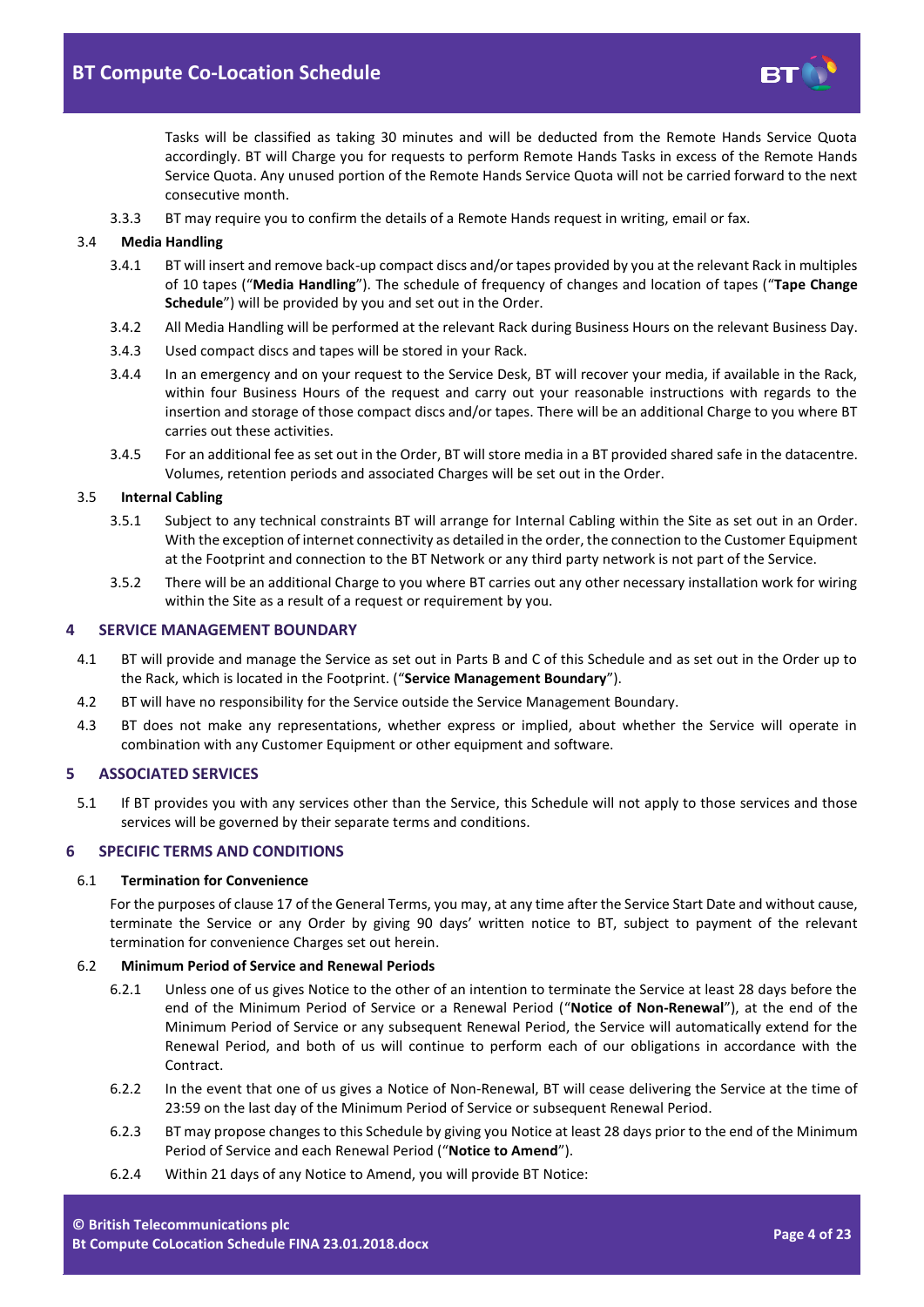Tasks will be classified as taking 30 minutes and will be deducted from the Remote Hands Service Quota accordingly. BT will Charge you for requests to perform Remote Hands Tasks in excess of the Remote Hands Service Quota. Any unused portion of the Remote Hands Service Quota will not be carried forward to the next consecutive month.

3.3.3 BT may require you to confirm the details of a Remote Hands request in writing, email or fax.

### 3.4 Media Handling

3.4.1 BT will insert and remove back-up compact discs and/or tapes provided by you at the relevant Rack in multiples of 10 tapes ("**Media Handling**"). The schedule of frequency of changes and location of tapes ("**Tape Change Schedule**") will be provided by you and set out in the Order.

3.4.2 All Media Handling will be performed at the relevant Rack during Business Hours on the relevant Business Day.

3.4.3 Used compact discs and tapes will be stored in your Rack.

3.4.4 In an emergency and on your request to the Service Desk, BT will recover your media, if available in the Rack, within four Business Hours of the request and carry out your reasonable instructions with regards to the insertion and storage of those compact discs and/or tapes. There will be an additional Charge to you where BT carries out these activities.

3.4.5 For an additional fee as set out in the Order, BT will store media in a BT provided shared safe in the datacentre. Volumes, retention periods and associated Charges will be set out in the Order.

### 3.5 Internal Cabling

3.5.1 Subject to any technical constraints BT will arrange for Internal Cabling within the Site as set out in an Order. With the exception of internet connectivity as detailed in the order, the connection to the Customer Equipment at the Footprint and connection to the BT Network or any third party network is not part of the Service.

3.5.2 There will be an additional Charge to you where BT carries out any other necessary installation work for wiring within the Site as a result of a request or requirement by you.

## 4 SERVICE MANAGEMENT BOUNDARY

4.1 BT will provide and manage the Service as set out in Parts B and C of this Schedule and as set out in the Order up to the Rack, which is located in the Footprint. ("**Service Management Boundary**").

4.2 BT will have no responsibility for the Service outside the Service Management Boundary.

4.3 BT does not make any representations, whether express or implied, about whether the Service will operate in combination with any Customer Equipment or other equipment and software.

## 5 ASSOCIATED SERVICES

5.1 If BT provides you with any services other than the Service, this Schedule will not apply to those services and those services will be governed by their separate terms and conditions.

## 6 SPECIFIC TERMS AND CONDITIONS

### 6.1 Termination for Convenience

For the purposes of clause 17 of the General Terms, you may, at any time after the Service Start Date and without cause, terminate the Service or any Order by giving 90 days' written notice to BT, subject to payment of the relevant termination for convenience Charges set out herein.

### 6.2 Minimum Period of Service and Renewal Periods

6.2.1 Unless one of us gives Notice to the other of an intention to terminate the Service at least 28 days before the end of the Minimum Period of Service or a Renewal Period ("**Notice of Non-Renewal**"), at the end of the Minimum Period of Service or any subsequent Renewal Period, the Service will automatically extend for the Renewal Period, and both of us will continue to perform each of our obligations in accordance with the Contract.

6.2.2 In the event that one of us gives a Notice of Non-Renewal, BT will cease delivering the Service at the time of 23:59 on the last day of the Minimum Period of Service or subsequent Renewal Period.

6.2.3 BT may propose changes to this Schedule by giving you Notice at least 28 days prior to the end of the Minimum Period of Service and each Renewal Period ("**Notice to Amend**").

6.2.4 Within 21 days of any Notice to Amend, you will provide BT Notice: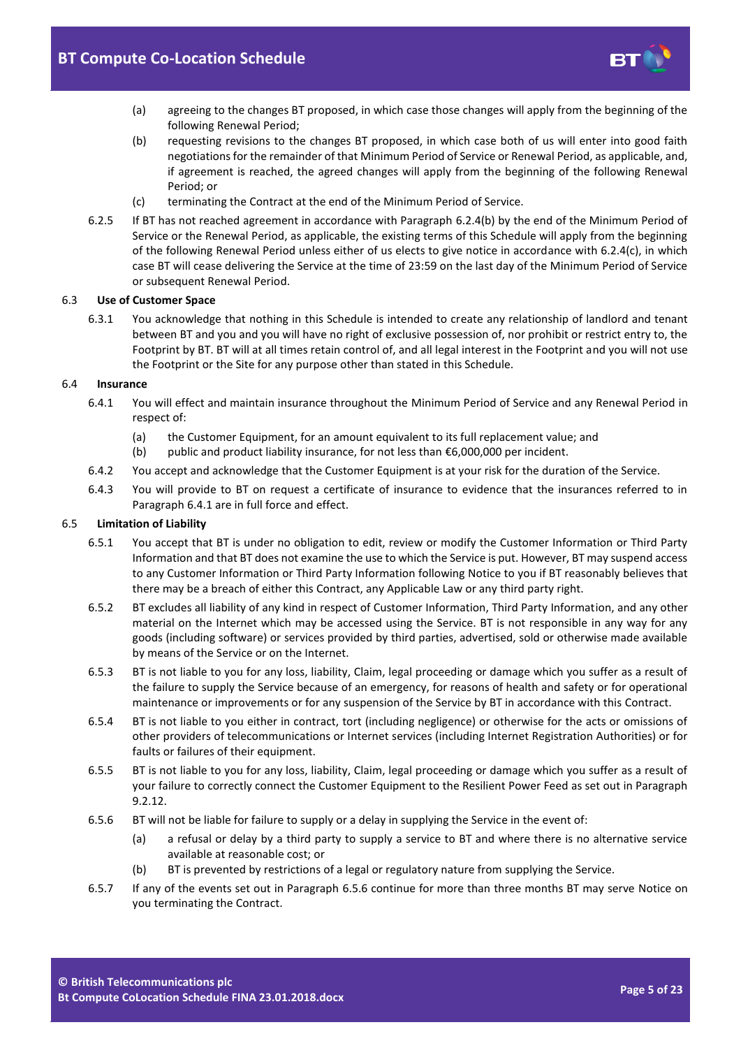(a) agreeing to the changes BT proposed, in which case those changes will apply from the beginning of the following Renewal Period;

(b) requesting revisions to the changes BT proposed, in which case both of us will enter into good faith negotiations for the remainder of that Minimum Period of Service or Renewal Period, as applicable, and, if agreement is reached, the agreed changes will apply from the beginning of the following Renewal Period; or

(c) terminating the Contract at the end of the Minimum Period of Service.

6.2.5 If BT has not reached agreement in accordance with Paragraph 6.2.4(b) by the end of the Minimum Period of Service or the Renewal Period, as applicable, the existing terms of this Schedule will apply from the beginning of the following Renewal Period unless either of us elects to give notice in accordance with 6.2.4(c), in which case BT will cease delivering the Service at the time of 23:59 on the last day of the Minimum Period of Service or subsequent Renewal Period.

### 6.3 Use of Customer Space

6.3.1 You acknowledge that nothing in this Schedule is intended to create any relationship of landlord and tenant between BT and you and you will have no right of exclusive possession of, nor prohibit or restrict entry to, the Footprint by BT. BT will at all times retain control of, and all legal interest in the Footprint and you will not use the Footprint or the Site for any purpose other than stated in this Schedule.

### 6.4 Insurance

6.4.1 You will effect and maintain insurance throughout the Minimum Period of Service and any Renewal Period in respect of:

(a) the Customer Equipment, for an amount equivalent to its full replacement value; and

(b) public and product liability insurance, for not less than €6,000,000 per incident.

6.4.2 You accept and acknowledge that the Customer Equipment is at your risk for the duration of the Service.

6.4.3 You will provide to BT on request a certificate of insurance to evidence that the insurances referred to in Paragraph 6.4.1 are in full force and effect.

### 6.5 Limitation of Liability

6.5.1 You accept that BT is under no obligation to edit, review or modify the Customer Information or Third Party Information and that BT does not examine the use to which the Service is put. However, BT may suspend access to any Customer Information or Third Party Information following Notice to you if BT reasonably believes that there may be a breach of either this Contract, any Applicable Law or any third party right.

6.5.2 BT excludes all liability of any kind in respect of Customer Information, Third Party Information, and any other material on the Internet which may be accessed using the Service. BT is not responsible in any way for any goods (including software) or services provided by third parties, advertised, sold or otherwise made available by means of the Service or on the Internet.

6.5.3 BT is not liable to you for any loss, liability, Claim, legal proceeding or damage which you suffer as a result of the failure to supply the Service because of an emergency, for reasons of health and safety or for operational maintenance or improvements or for any suspension of the Service by BT in accordance with this Contract.

6.5.4 BT is not liable to you either in contract, tort (including negligence) or otherwise for the acts or omissions of other providers of telecommunications or Internet services (including Internet Registration Authorities) or for faults or failures of their equipment.

6.5.5 BT is not liable to you for any loss, liability, Claim, legal proceeding or damage which you suffer as a result of your failure to correctly connect the Customer Equipment to the Resilient Power Feed as set out in Paragraph 9.2.12.

6.5.6 BT will not be liable for failure to supply or a delay in supplying the Service in the event of:

(a) a refusal or delay by a third party to supply a service to BT and where there is no alternative service available at reasonable cost; or

(b) BT is prevented by restrictions of a legal or regulatory nature from supplying the Service.

6.5.7 If any of the events set out in Paragraph 6.5.6 continue for more than three months BT may serve Notice on you terminating the Contract.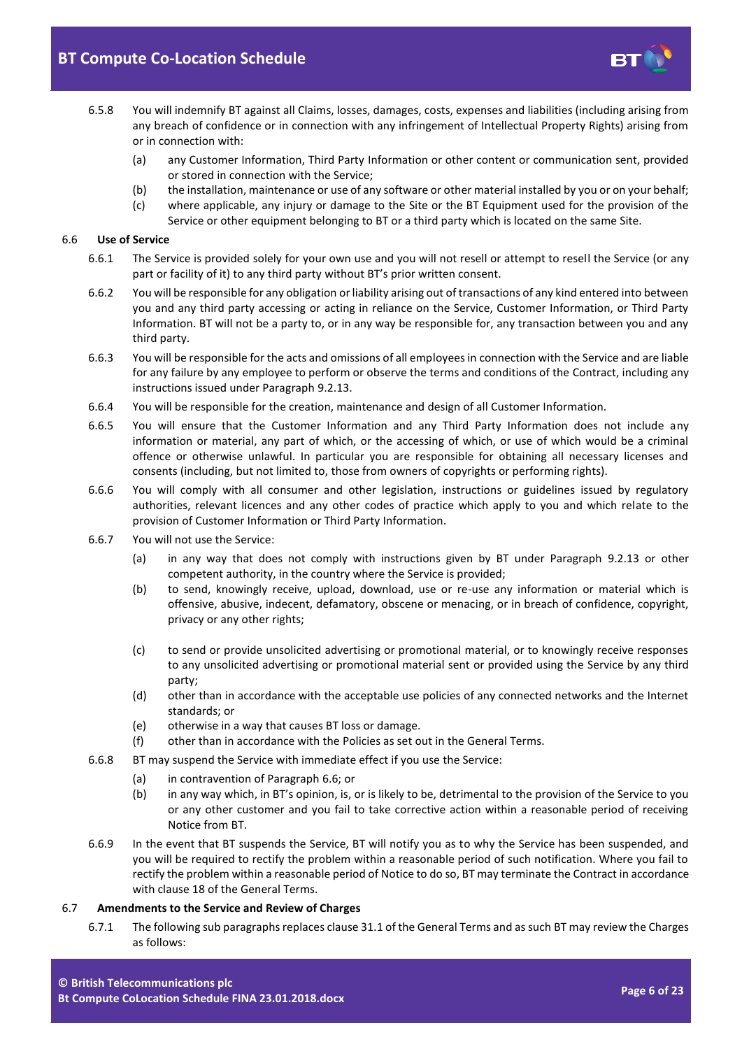6.5.8 You will indemnify BT against all Claims, losses, damages, costs, expenses and liabilities (including arising from any breach of confidence or in connection with any infringement of Intellectual Property Rights) arising from or in connection with:

(a) any Customer Information, Third Party Information or other content or communication sent, provided or stored in connection with the Service;

(b) the installation, maintenance or use of any software or other material installed by you or on your behalf;

(c) where applicable, any injury or damage to the Site or the BT Equipment used for the provision of the Service or other equipment belonging to BT or a third party which is located on the same Site.

## 6.6 Use of Service

6.6.1 The Service is provided solely for your own use and you will not resell or attempt to resell the Service (or any part or facility of it) to any third party without BT's prior written consent.

6.6.2 You will be responsible for any obligation or liability arising out of transactions of any kind entered into between you and any third party accessing or acting in reliance on the Service, Customer Information, or Third Party Information. BT will not be a party to, or in any way be responsible for, any transaction between you and any third party.

6.6.3 You will be responsible for the acts and omissions of all employees in connection with the Service and are liable for any failure by any employee to perform or observe the terms and conditions of the Contract, including any instructions issued under Paragraph 9.2.13.

6.6.4 You will be responsible for the creation, maintenance and design of all Customer Information.

6.6.5 You will ensure that the Customer Information and any Third Party Information does not include any information or material, any part of which, or the accessing of which, or use of which would be a criminal offence or otherwise unlawful. In particular you are responsible for obtaining all necessary licenses and consents (including, but not limited to, those from owners of copyrights or performing rights).

6.6.6 You will comply with all consumer and other legislation, instructions or guidelines issued by regulatory authorities, relevant licences and any other codes of practice which apply to you and which relate to the provision of Customer Information or Third Party Information.

6.6.7 You will not use the Service:

(a) in any way that does not comply with instructions given by BT under Paragraph 9.2.13 or other competent authority, in the country where the Service is provided;

(b) to send, knowingly receive, upload, download, use or re-use any information or material which is offensive, abusive, indecent, defamatory, obscene or menacing, or in breach of confidence, copyright, privacy or any other rights;

(c) to send or provide unsolicited advertising or promotional material, or to knowingly receive responses to any unsolicited advertising or promotional material sent or provided using the Service by any third party;

(d) other than in accordance with the acceptable use policies of any connected networks and the Internet standards; or

(e) otherwise in a way that causes BT loss or damage.

(f) other than in accordance with the Policies as set out in the General Terms.

6.6.8 BT may suspend the Service with immediate effect if you use the Service:

(a) in contravention of Paragraph 6.6; or

(b) in any way which, in BT's opinion, is, or is likely to be, detrimental to the provision of the Service to you or any other customer and you fail to take corrective action within a reasonable period of receiving Notice from BT.

6.6.9 In the event that BT suspends the Service, BT will notify you as to why the Service has been suspended, and you will be required to rectify the problem within a reasonable period of such notification. Where you fail to rectify the problem within a reasonable period of Notice to do so, BT may terminate the Contract in accordance with clause 18 of the General Terms.

## 6.7 Amendments to the Service and Review of Charges

6.7.1 The following sub paragraphs replaces clause 31.1 of the General Terms and as such BT may review the Charges as follows: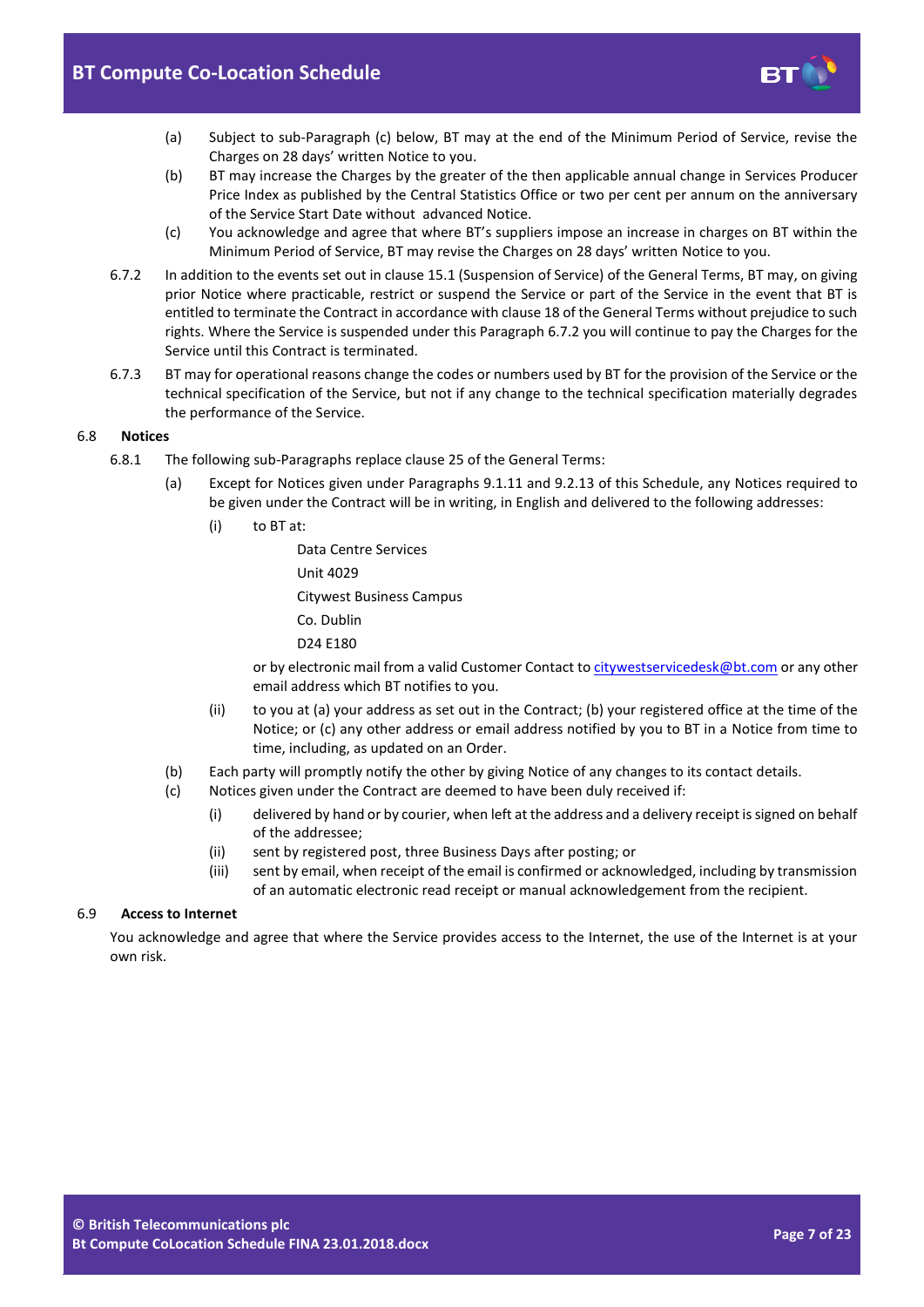(a) Subject to sub-Paragraph (c) below, BT may at the end of the Minimum Period of Service, revise the Charges on 28 days' written Notice to you.

(b) BT may increase the Charges by the greater of the then applicable annual change in Services Producer Price Index as published by the Central Statistics Office or two per cent per annum on the anniversary of the Service Start Date without advanced Notice.

(c) You acknowledge and agree that where BT's suppliers impose an increase in charges on BT within the Minimum Period of Service, BT may revise the Charges on 28 days' written Notice to you.

6.7.2 In addition to the events set out in clause 15.1 (Suspension of Service) of the General Terms, BT may, on giving prior Notice where practicable, restrict or suspend the Service or part of the Service in the event that BT is entitled to terminate the Contract in accordance with clause 18 of the General Terms without prejudice to such rights. Where the Service is suspended under this Paragraph 6.7.2 you will continue to pay the Charges for the Service until this Contract is terminated.

6.7.3 BT may for operational reasons change the codes or numbers used by BT for the provision of the Service or the technical specification of the Service, but not if any change to the technical specification materially degrades the performance of the Service.

## 6.8 Notices

6.8.1 The following sub-Paragraphs replace clause 25 of the General Terms:

(a) Except for Notices given under Paragraphs 9.1.11 and 9.2.13 of this Schedule, any Notices required to be given under the Contract will be in writing, in English and delivered to the following addresses:

(i) to BT at:

Data Centre Services
Unit 4029
Citywest Business Campus
Co. Dublin
D24 E180

or by electronic mail from a valid Customer Contact to citywestservicedesk@bt.com or any other email address which BT notifies to you.

(ii) to you at (a) your address as set out in the Contract; (b) your registered office at the time of the Notice; or (c) any other address or email address notified by you to BT in a Notice from time to time, including, as updated on an Order.

(b) Each party will promptly notify the other by giving Notice of any changes to its contact details.

(c) Notices given under the Contract are deemed to have been duly received if:

(i) delivered by hand or by courier, when left at the address and a delivery receipt is signed on behalf of the addressee;

(ii) sent by registered post, three Business Days after posting; or

(iii) sent by email, when receipt of the email is confirmed or acknowledged, including by transmission of an automatic electronic read receipt or manual acknowledgement from the recipient.

## 6.9 Access to Internet

You acknowledge and agree that where the Service provides access to the Internet, the use of the Internet is at your own risk.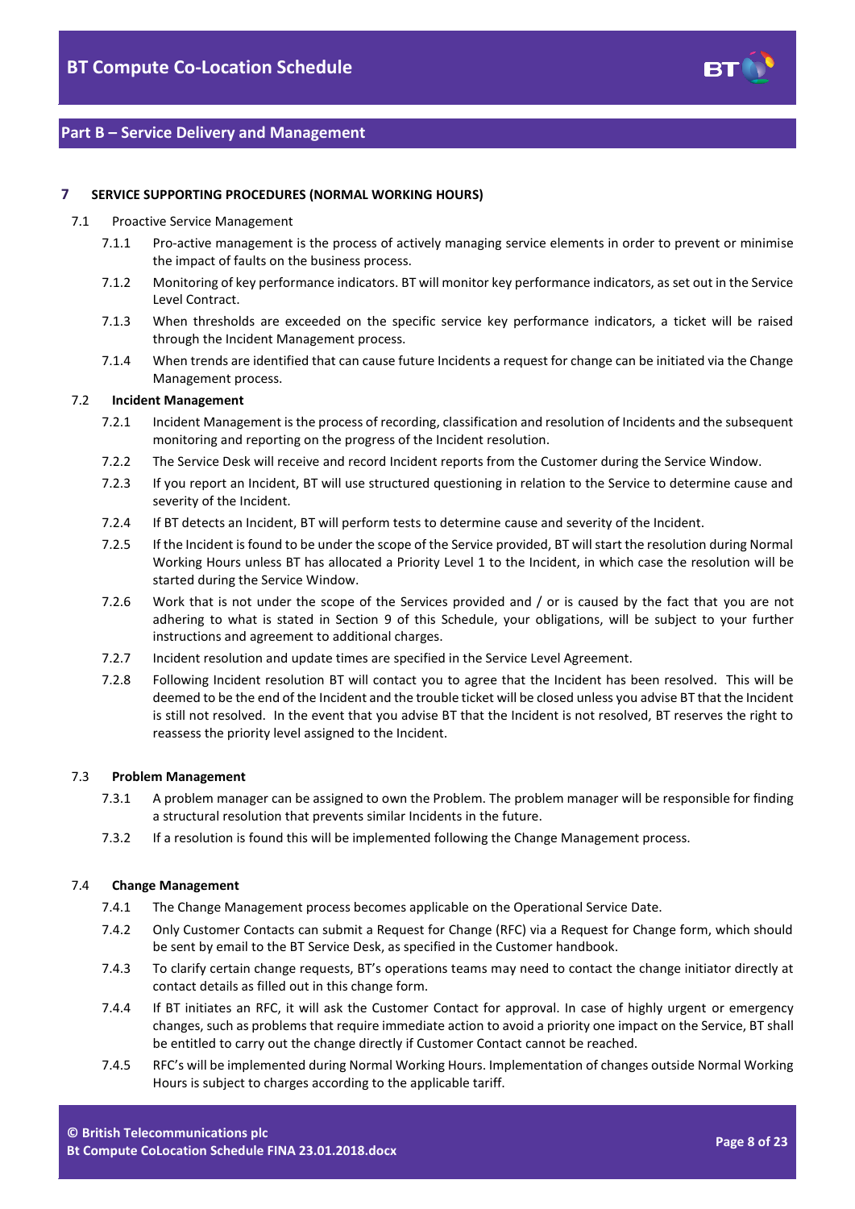## Part B – Service Delivery and Management

### 7 SERVICE SUPPORTING PROCEDURES (NORMAL WORKING HOURS)

7.1 Proactive Service Management

7.1.1 Pro-active management is the process of actively managing service elements in order to prevent or minimise the impact of faults on the business process.

7.1.2 Monitoring of key performance indicators. BT will monitor key performance indicators, as set out in the Service Level Contract.

7.1.3 When thresholds are exceeded on the specific service key performance indicators, a ticket will be raised through the Incident Management process.

7.1.4 When trends are identified that can cause future Incidents a request for change can be initiated via the Change Management process.

7.2 **Incident Management**

7.2.1 Incident Management is the process of recording, classification and resolution of Incidents and the subsequent monitoring and reporting on the progress of the Incident resolution.

7.2.2 The Service Desk will receive and record Incident reports from the Customer during the Service Window.

7.2.3 If you report an Incident, BT will use structured questioning in relation to the Service to determine cause and severity of the Incident.

7.2.4 If BT detects an Incident, BT will perform tests to determine cause and severity of the Incident.

7.2.5 If the Incident is found to be under the scope of the Service provided, BT will start the resolution during Normal Working Hours unless BT has allocated a Priority Level 1 to the Incident, in which case the resolution will be started during the Service Window.

7.2.6 Work that is not under the scope of the Services provided and / or is caused by the fact that you are not adhering to what is stated in Section 9 of this Schedule, your obligations, will be subject to your further instructions and agreement to additional charges.

7.2.7 Incident resolution and update times are specified in the Service Level Agreement.

7.2.8 Following Incident resolution BT will contact you to agree that the Incident has been resolved. This will be deemed to be the end of the Incident and the trouble ticket will be closed unless you advise BT that the Incident is still not resolved. In the event that you advise BT that the Incident is not resolved, BT reserves the right to reassess the priority level assigned to the Incident.

7.3 **Problem Management**

7.3.1 A problem manager can be assigned to own the Problem. The problem manager will be responsible for finding a structural resolution that prevents similar Incidents in the future.

7.3.2 If a resolution is found this will be implemented following the Change Management process.

7.4 **Change Management**

7.4.1 The Change Management process becomes applicable on the Operational Service Date.

7.4.2 Only Customer Contacts can submit a Request for Change (RFC) via a Request for Change form, which should be sent by email to the BT Service Desk, as specified in the Customer handbook.

7.4.3 To clarify certain change requests, BT's operations teams may need to contact the change initiator directly at contact details as filled out in this change form.

7.4.4 If BT initiates an RFC, it will ask the Customer Contact for approval. In case of highly urgent or emergency changes, such as problems that require immediate action to avoid a priority one impact on the Service, BT shall be entitled to carry out the change directly if Customer Contact cannot be reached.

7.4.5 RFC's will be implemented during Normal Working Hours. Implementation of changes outside Normal Working Hours is subject to charges according to the applicable tariff.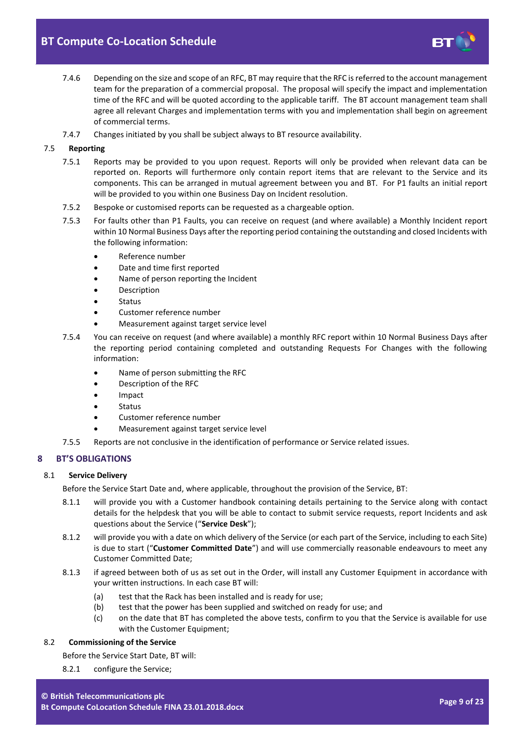7.4.6 Depending on the size and scope of an RFC, BT may require that the RFC is referred to the account management team for the preparation of a commercial proposal. The proposal will specify the impact and implementation time of the RFC and will be quoted according to the applicable tariff. The BT account management team shall agree all relevant Charges and implementation terms with you and implementation shall begin on agreement of commercial terms.

7.4.7 Changes initiated by you shall be subject always to BT resource availability.

7.5 **Reporting**

7.5.1 Reports may be provided to you upon request. Reports will only be provided when relevant data can be reported on. Reports will furthermore only contain report items that are relevant to the Service and its components. This can be arranged in mutual agreement between you and BT. For P1 faults an initial report will be provided to you within one Business Day on Incident resolution.

7.5.2 Bespoke or customised reports can be requested as a chargeable option.

7.5.3 For faults other than P1 Faults, you can receive on request (and where available) a Monthly Incident report within 10 Normal Business Days after the reporting period containing the outstanding and closed Incidents with the following information:

- Reference number
- Date and time first reported
- Name of person reporting the Incident
- Description
- Status
- Customer reference number
- Measurement against target service level

7.5.4 You can receive on request (and where available) a monthly RFC report within 10 Normal Business Days after the reporting period containing completed and outstanding Requests For Changes with the following information:

- Name of person submitting the RFC
- Description of the RFC
- Impact
- Status
- Customer reference number
- Measurement against target service level

7.5.5 Reports are not conclusive in the identification of performance or Service related issues.

## 8 BT'S OBLIGATIONS

8.1 **Service Delivery**

Before the Service Start Date and, where applicable, throughout the provision of the Service, BT:

8.1.1 will provide you with a Customer handbook containing details pertaining to the Service along with contact details for the helpdesk that you will be able to contact to submit service requests, report Incidents and ask questions about the Service ("**Service Desk**");

8.1.2 will provide you with a date on which delivery of the Service (or each part of the Service, including to each Site) is due to start ("**Customer Committed Date**") and will use commercially reasonable endeavours to meet any Customer Committed Date;

8.1.3 if agreed between both of us as set out in the Order, will install any Customer Equipment in accordance with your written instructions. In each case BT will:

(a) test that the Rack has been installed and is ready for use;
(b) test that the power has been supplied and switched on ready for use; and
(c) on the date that BT has completed the above tests, confirm to you that the Service is available for use with the Customer Equipment;

8.2 **Commissioning of the Service**

Before the Service Start Date, BT will:

8.2.1 configure the Service;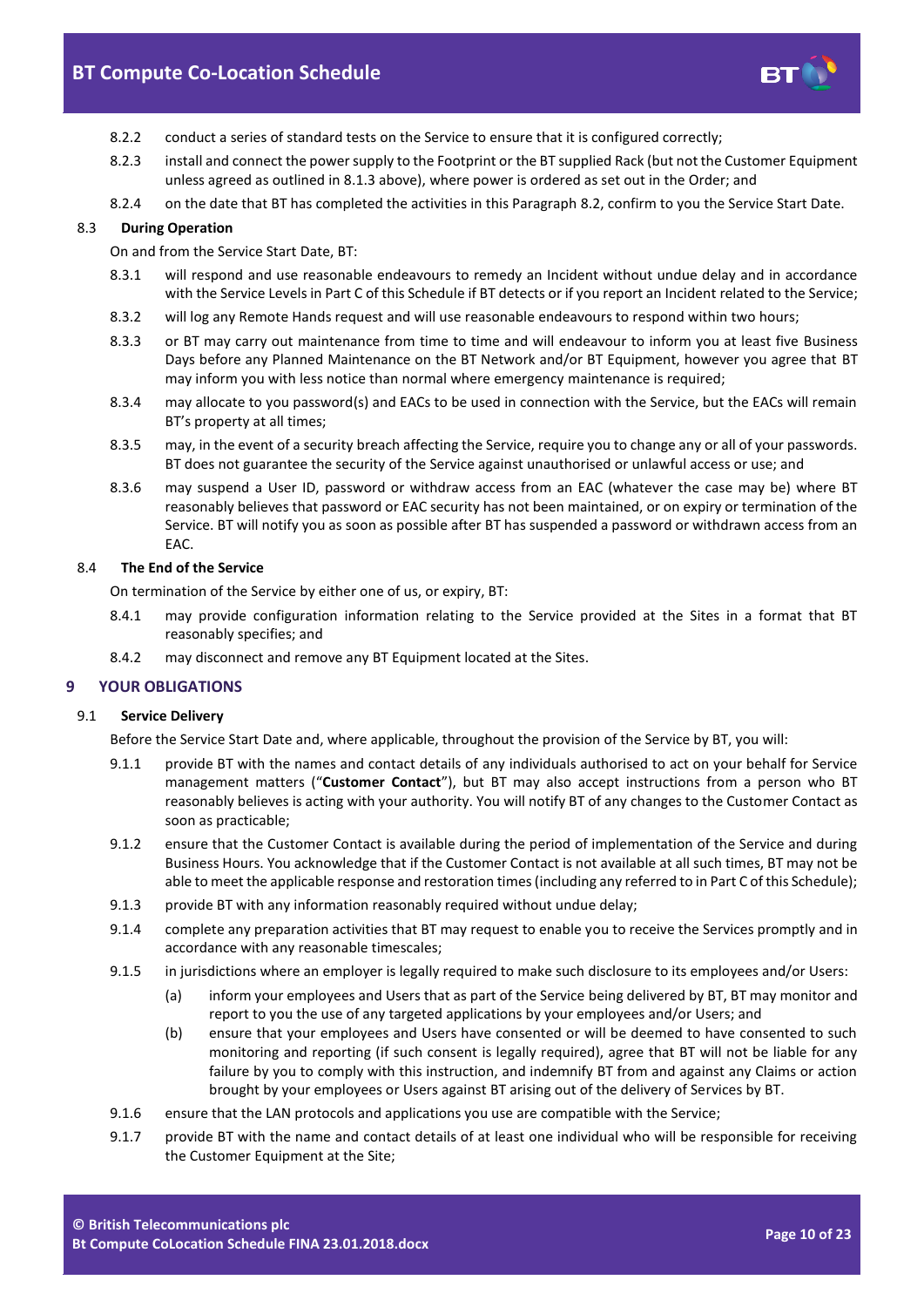8.2.2 conduct a series of standard tests on the Service to ensure that it is configured correctly;

8.2.3 install and connect the power supply to the Footprint or the BT supplied Rack (but not the Customer Equipment unless agreed as outlined in 8.1.3 above), where power is ordered as set out in the Order; and

8.2.4 on the date that BT has completed the activities in this Paragraph 8.2, confirm to you the Service Start Date.

### 8.3 During Operation

On and from the Service Start Date, BT:

8.3.1 will respond and use reasonable endeavours to remedy an Incident without undue delay and in accordance with the Service Levels in Part C of this Schedule if BT detects or if you report an Incident related to the Service;

8.3.2 will log any Remote Hands request and will use reasonable endeavours to respond within two hours;

8.3.3 or BT may carry out maintenance from time to time and will endeavour to inform you at least five Business Days before any Planned Maintenance on the BT Network and/or BT Equipment, however you agree that BT may inform you with less notice than normal where emergency maintenance is required;

8.3.4 may allocate to you password(s) and EACs to be used in connection with the Service, but the EACs will remain BT's property at all times;

8.3.5 may, in the event of a security breach affecting the Service, require you to change any or all of your passwords. BT does not guarantee the security of the Service against unauthorised or unlawful access or use; and

8.3.6 may suspend a User ID, password or withdraw access from an EAC (whatever the case may be) where BT reasonably believes that password or EAC security has not been maintained, or on expiry or termination of the Service. BT will notify you as soon as possible after BT has suspended a password or withdrawn access from an EAC.

### 8.4 The End of the Service

On termination of the Service by either one of us, or expiry, BT:

8.4.1 may provide configuration information relating to the Service provided at the Sites in a format that BT reasonably specifies; and

8.4.2 may disconnect and remove any BT Equipment located at the Sites.

## 9 YOUR OBLIGATIONS

### 9.1 Service Delivery

Before the Service Start Date and, where applicable, throughout the provision of the Service by BT, you will:

9.1.1 provide BT with the names and contact details of any individuals authorised to act on your behalf for Service management matters ("**Customer Contact**"), but BT may also accept instructions from a person who BT reasonably believes is acting with your authority. You will notify BT of any changes to the Customer Contact as soon as practicable;

9.1.2 ensure that the Customer Contact is available during the period of implementation of the Service and during Business Hours. You acknowledge that if the Customer Contact is not available at all such times, BT may not be able to meet the applicable response and restoration times (including any referred to in Part C of this Schedule);

9.1.3 provide BT with any information reasonably required without undue delay;

9.1.4 complete any preparation activities that BT may request to enable you to receive the Services promptly and in accordance with any reasonable timescales;

9.1.5 in jurisdictions where an employer is legally required to make such disclosure to its employees and/or Users:

(a) inform your employees and Users that as part of the Service being delivered by BT, BT may monitor and report to you the use of any targeted applications by your employees and/or Users; and

(b) ensure that your employees and Users have consented or will be deemed to have consented to such monitoring and reporting (if such consent is legally required), agree that BT will not be liable for any failure by you to comply with this instruction, and indemnify BT from and against any Claims or action brought by your employees or Users against BT arising out of the delivery of Services by BT.

9.1.6 ensure that the LAN protocols and applications you use are compatible with the Service;

9.1.7 provide BT with the name and contact details of at least one individual who will be responsible for receiving the Customer Equipment at the Site;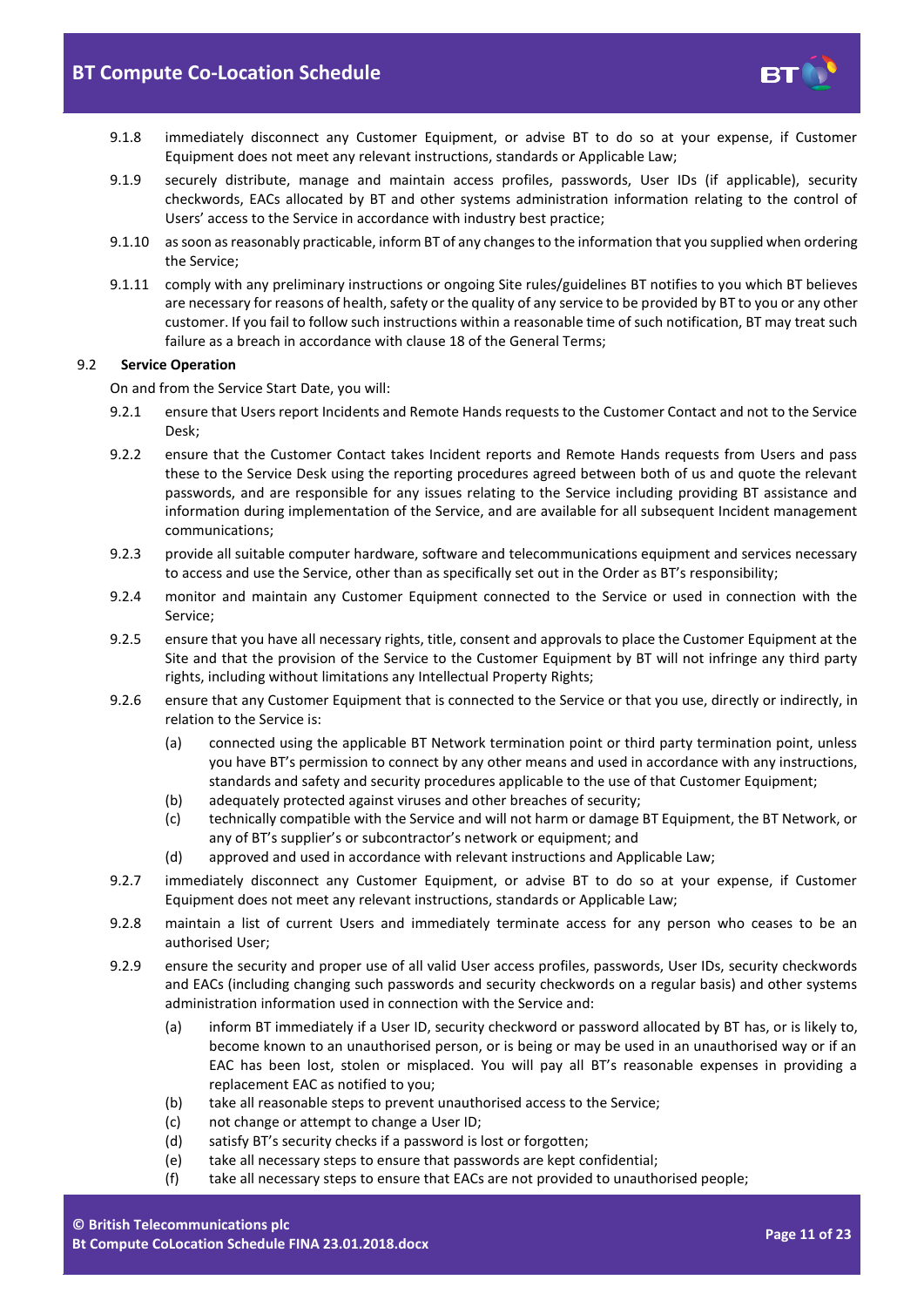9.1.8 immediately disconnect any Customer Equipment, or advise BT to do so at your expense, if Customer Equipment does not meet any relevant instructions, standards or Applicable Law;

9.1.9 securely distribute, manage and maintain access profiles, passwords, User IDs (if applicable), security checkwords, EACs allocated by BT and other systems administration information relating to the control of Users' access to the Service in accordance with industry best practice;

9.1.10 as soon as reasonably practicable, inform BT of any changes to the information that you supplied when ordering the Service;

9.1.11 comply with any preliminary instructions or ongoing Site rules/guidelines BT notifies to you which BT believes are necessary for reasons of health, safety or the quality of any service to be provided by BT to you or any other customer. If you fail to follow such instructions within a reasonable time of such notification, BT may treat such failure as a breach in accordance with clause 18 of the General Terms;

### 9.2 Service Operation

On and from the Service Start Date, you will:

9.2.1 ensure that Users report Incidents and Remote Hands requests to the Customer Contact and not to the Service Desk;

9.2.2 ensure that the Customer Contact takes Incident reports and Remote Hands requests from Users and pass these to the Service Desk using the reporting procedures agreed between both of us and quote the relevant passwords, and are responsible for any issues relating to the Service including providing BT assistance and information during implementation of the Service, and are available for all subsequent Incident management communications;

9.2.3 provide all suitable computer hardware, software and telecommunications equipment and services necessary to access and use the Service, other than as specifically set out in the Order as BT's responsibility;

9.2.4 monitor and maintain any Customer Equipment connected to the Service or used in connection with the Service;

9.2.5 ensure that you have all necessary rights, title, consent and approvals to place the Customer Equipment at the Site and that the provision of the Service to the Customer Equipment by BT will not infringe any third party rights, including without limitations any Intellectual Property Rights;

9.2.6 ensure that any Customer Equipment that is connected to the Service or that you use, directly or indirectly, in relation to the Service is:

(a) connected using the applicable BT Network termination point or third party termination point, unless you have BT's permission to connect by any other means and used in accordance with any instructions, standards and safety and security procedures applicable to the use of that Customer Equipment;

(b) adequately protected against viruses and other breaches of security;

(c) technically compatible with the Service and will not harm or damage BT Equipment, the BT Network, or any of BT's supplier's or subcontractor's network or equipment; and

(d) approved and used in accordance with relevant instructions and Applicable Law;

9.2.7 immediately disconnect any Customer Equipment, or advise BT to do so at your expense, if Customer Equipment does not meet any relevant instructions, standards or Applicable Law;

9.2.8 maintain a list of current Users and immediately terminate access for any person who ceases to be an authorised User;

9.2.9 ensure the security and proper use of all valid User access profiles, passwords, User IDs, security checkwords and EACs (including changing such passwords and security checkwords on a regular basis) and other systems administration information used in connection with the Service and:

(a) inform BT immediately if a User ID, security checkword or password allocated by BT has, or is likely to, become known to an unauthorised person, or is being or may be used in an unauthorised way or if an EAC has been lost, stolen or misplaced. You will pay all BT's reasonable expenses in providing a replacement EAC as notified to you;

(b) take all reasonable steps to prevent unauthorised access to the Service;

(c) not change or attempt to change a User ID;

(d) satisfy BT's security checks if a password is lost or forgotten;

(e) take all necessary steps to ensure that passwords are kept confidential;

(f) take all necessary steps to ensure that EACs are not provided to unauthorised people;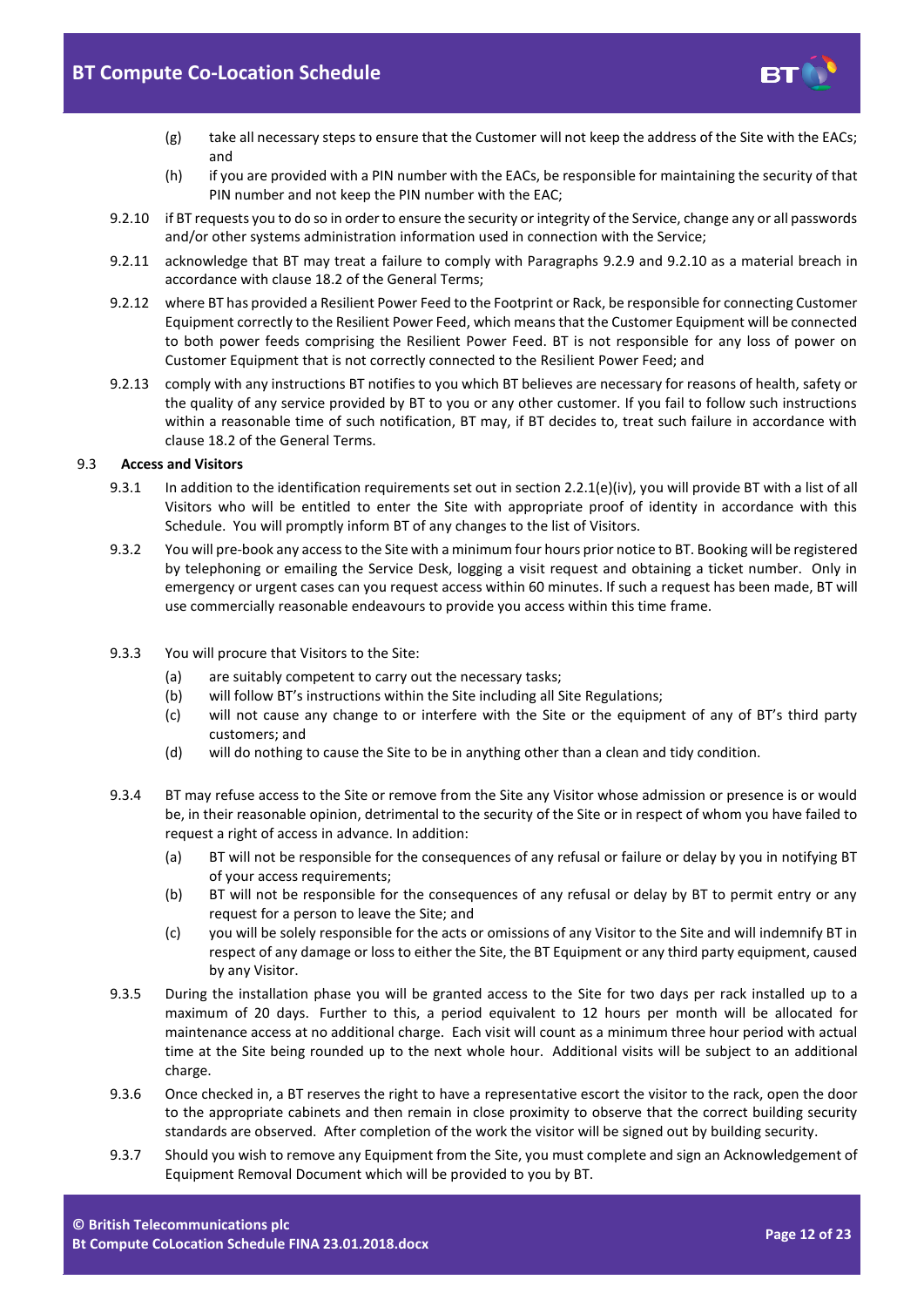(g) take all necessary steps to ensure that the Customer will not keep the address of the Site with the EACs; and

(h) if you are provided with a PIN number with the EACs, be responsible for maintaining the security of that PIN number and not keep the PIN number with the EAC;

9.2.10 if BT requests you to do so in order to ensure the security or integrity of the Service, change any or all passwords and/or other systems administration information used in connection with the Service;

9.2.11 acknowledge that BT may treat a failure to comply with Paragraphs 9.2.9 and 9.2.10 as a material breach in accordance with clause 18.2 of the General Terms;

9.2.12 where BT has provided a Resilient Power Feed to the Footprint or Rack, be responsible for connecting Customer Equipment correctly to the Resilient Power Feed, which means that the Customer Equipment will be connected to both power feeds comprising the Resilient Power Feed. BT is not responsible for any loss of power on Customer Equipment that is not correctly connected to the Resilient Power Feed; and

9.2.13 comply with any instructions BT notifies to you which BT believes are necessary for reasons of health, safety or the quality of any service provided by BT to you or any other customer. If you fail to follow such instructions within a reasonable time of such notification, BT may, if BT decides to, treat such failure in accordance with clause 18.2 of the General Terms.

## 9.3 Access and Visitors

9.3.1 In addition to the identification requirements set out in section 2.2.1(e)(iv), you will provide BT with a list of all Visitors who will be entitled to enter the Site with appropriate proof of identity in accordance with this Schedule. You will promptly inform BT of any changes to the list of Visitors.

9.3.2 You will pre-book any access to the Site with a minimum four hours prior notice to BT. Booking will be registered by telephoning or emailing the Service Desk, logging a visit request and obtaining a ticket number. Only in emergency or urgent cases can you request access within 60 minutes. If such a request has been made, BT will use commercially reasonable endeavours to provide you access within this time frame.

9.3.3 You will procure that Visitors to the Site:

(a) are suitably competent to carry out the necessary tasks;

(b) will follow BT's instructions within the Site including all Site Regulations;

(c) will not cause any change to or interfere with the Site or the equipment of any of BT's third party customers; and

(d) will do nothing to cause the Site to be in anything other than a clean and tidy condition.

9.3.4 BT may refuse access to the Site or remove from the Site any Visitor whose admission or presence is or would be, in their reasonable opinion, detrimental to the security of the Site or in respect of whom you have failed to request a right of access in advance. In addition:

(a) BT will not be responsible for the consequences of any refusal or failure or delay by you in notifying BT of your access requirements;

(b) BT will not be responsible for the consequences of any refusal or delay by BT to permit entry or any request for a person to leave the Site; and

(c) you will be solely responsible for the acts or omissions of any Visitor to the Site and will indemnify BT in respect of any damage or loss to either the Site, the BT Equipment or any third party equipment, caused by any Visitor.

9.3.5 During the installation phase you will be granted access to the Site for two days per rack installed up to a maximum of 20 days. Further to this, a period equivalent to 12 hours per month will be allocated for maintenance access at no additional charge. Each visit will count as a minimum three hour period with actual time at the Site being rounded up to the next whole hour. Additional visits will be subject to an additional charge.

9.3.6 Once checked in, a BT reserves the right to have a representative escort the visitor to the rack, open the door to the appropriate cabinets and then remain in close proximity to observe that the correct building security standards are observed. After completion of the work the visitor will be signed out by building security.

9.3.7 Should you wish to remove any Equipment from the Site, you must complete and sign an Acknowledgement of Equipment Removal Document which will be provided to you by BT.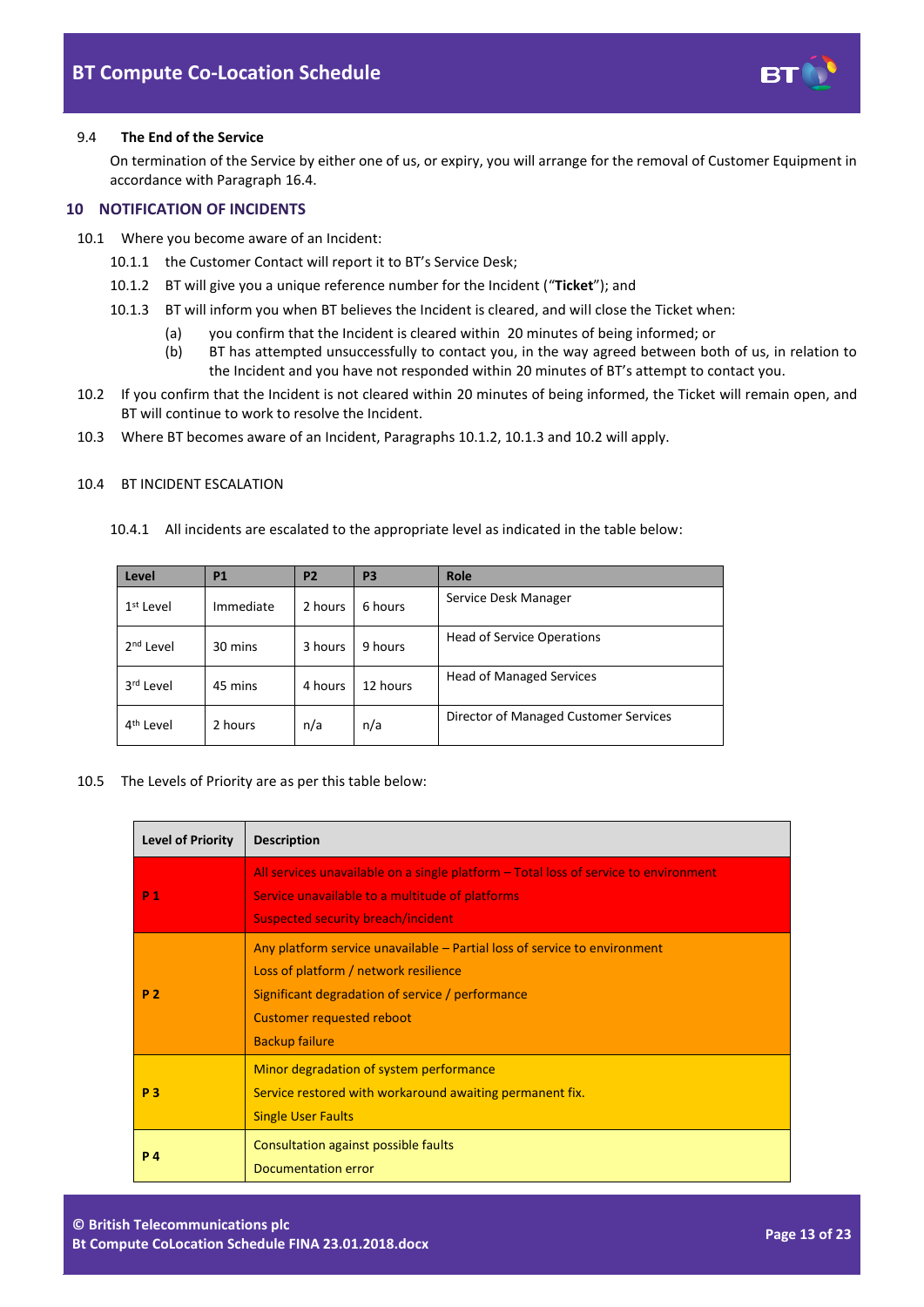9.4 **The End of the Service**

On termination of the Service by either one of us, or expiry, you will arrange for the removal of Customer Equipment in accordance with Paragraph 16.4.

## 10 NOTIFICATION OF INCIDENTS

10.1 Where you become aware of an Incident:

10.1.1 the Customer Contact will report it to BT's Service Desk;

10.1.2 BT will give you a unique reference number for the Incident ("**Ticket**"); and

10.1.3 BT will inform you when BT believes the Incident is cleared, and will close the Ticket when:

(a) you confirm that the Incident is cleared within 20 minutes of being informed; or

(b) BT has attempted unsuccessfully to contact you, in the way agreed between both of us, in relation to the Incident and you have not responded within 20 minutes of BT's attempt to contact you.

10.2 If you confirm that the Incident is not cleared within 20 minutes of being informed, the Ticket will remain open, and BT will continue to work to resolve the Incident.

10.3 Where BT becomes aware of an Incident, Paragraphs 10.1.2, 10.1.3 and 10.2 will apply.

10.4 BT INCIDENT ESCALATION

10.4.1 All incidents are escalated to the appropriate level as indicated in the table below:

| Level | P1 | P2 | P3 | Role |
|---|---|---|---|---|
| 1st Level | Immediate | 2 hours | 6 hours | Service Desk Manager |
| 2nd Level | 30 mins | 3 hours | 9 hours | Head of Service Operations |
| 3rd Level | 45 mins | 4 hours | 12 hours | Head of Managed Services |
| 4th Level | 2 hours | n/a | n/a | Director of Managed Customer Services |

10.5 The Levels of Priority are as per this table below:

| Level of Priority | Description |
|---|---|
| P 1 | All services unavailable on a single platform – Total loss of service to environment<br>Service unavailable to a multitude of platforms<br>Suspected security breach/incident |
| P 2 | Any platform service unavailable – Partial loss of service to environment<br>Loss of platform / network resilience<br>Significant degradation of service / performance<br>Customer requested reboot<br>Backup failure |
| P 3 | Minor degradation of system performance<br>Service restored with workaround awaiting permanent fix.<br>Single User Faults |
| P 4 | Consultation against possible faults<br>Documentation error |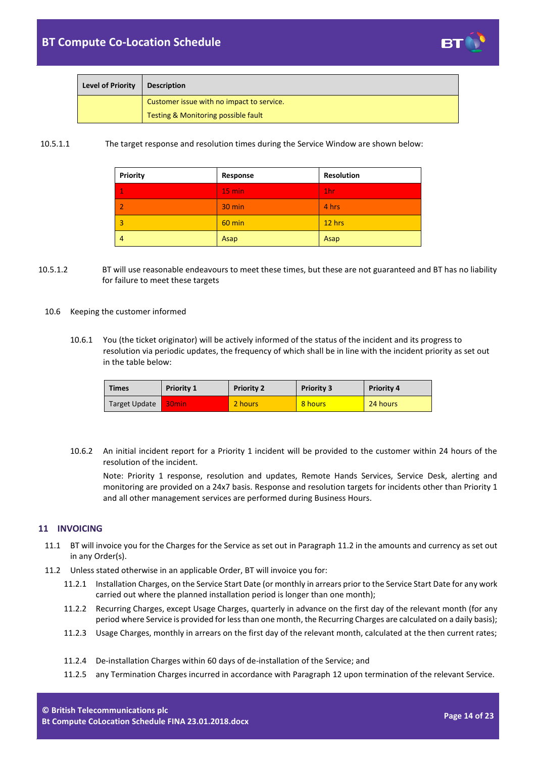| Level of Priority | Description |
| --- | --- |
| | Customer issue with no impact to service.<br>Testing & Monitoring possible fault |

10.5.1.1 The target response and resolution times during the Service Window are shown below:

| Priority | Response | Resolution |
| --- | --- | --- |
| 1 | 15 min | 1hr |
| 2 | 30 min | 4 hrs |
| 3 | 60 min | 12 hrs |
| 4 | Asap | Asap |

10.5.1.2 BT will use reasonable endeavours to meet these times, but these are not guaranteed and BT has no liability for failure to meet these targets

10.6 Keeping the customer informed

10.6.1 You (the ticket originator) will be actively informed of the status of the incident and its progress to resolution via periodic updates, the frequency of which shall be in line with the incident priority as set out in the table below:

| Times | Priority 1 | Priority 2 | Priority 3 | Priority 4 |
| --- | --- | --- | --- | --- |
| Target Update | 30min | 2 hours | 8 hours | 24 hours |

10.6.2 An initial incident report for a Priority 1 incident will be provided to the customer within 24 hours of the resolution of the incident.

Note: Priority 1 response, resolution and updates, Remote Hands Services, Service Desk, alerting and monitoring are provided on a 24x7 basis. Response and resolution targets for incidents other than Priority 1 and all other management services are performed during Business Hours.

## 11 INVOICING

11.1 BT will invoice you for the Charges for the Service as set out in Paragraph 11.2 in the amounts and currency as set out in any Order(s).

11.2 Unless stated otherwise in an applicable Order, BT will invoice you for:

11.2.1 Installation Charges, on the Service Start Date (or monthly in arrears prior to the Service Start Date for any work carried out where the planned installation period is longer than one month);

11.2.2 Recurring Charges, except Usage Charges, quarterly in advance on the first day of the relevant month (for any period where Service is provided for less than one month, the Recurring Charges are calculated on a daily basis);

11.2.3 Usage Charges, monthly in arrears on the first day of the relevant month, calculated at the then current rates;

11.2.4 De-installation Charges within 60 days of de-installation of the Service; and

11.2.5 any Termination Charges incurred in accordance with Paragraph 12 upon termination of the relevant Service.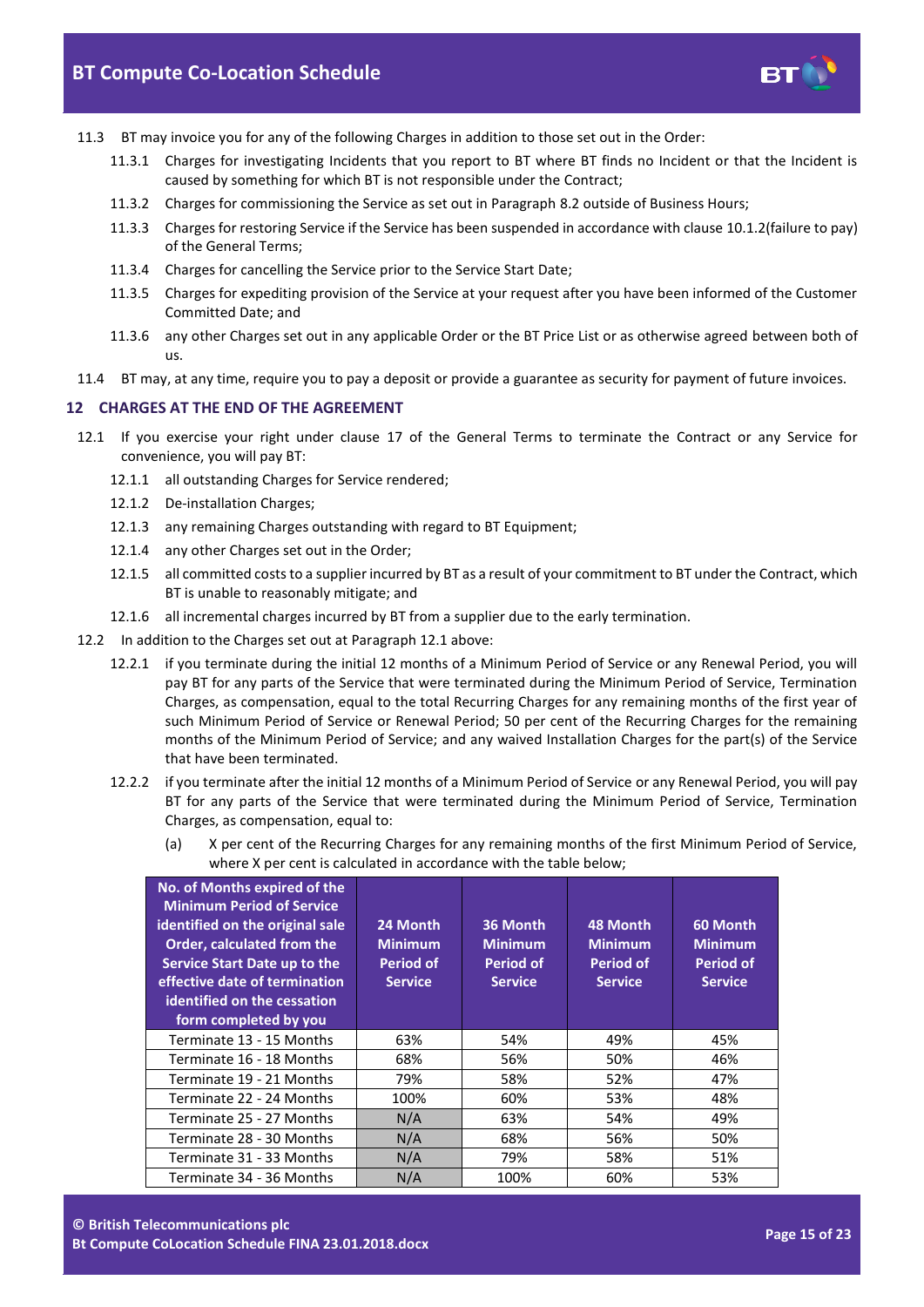11.3 BT may invoice you for any of the following Charges in addition to those set out in the Order:

11.3.1 Charges for investigating Incidents that you report to BT where BT finds no Incident or that the Incident is caused by something for which BT is not responsible under the Contract;

11.3.2 Charges for commissioning the Service as set out in Paragraph 8.2 outside of Business Hours;

11.3.3 Charges for restoring Service if the Service has been suspended in accordance with clause 10.1.2(failure to pay) of the General Terms;

11.3.4 Charges for cancelling the Service prior to the Service Start Date;

11.3.5 Charges for expediting provision of the Service at your request after you have been informed of the Customer Committed Date; and

11.3.6 any other Charges set out in any applicable Order or the BT Price List or as otherwise agreed between both of us.

11.4 BT may, at any time, require you to pay a deposit or provide a guarantee as security for payment of future invoices.

## 12 CHARGES AT THE END OF THE AGREEMENT

12.1 If you exercise your right under clause 17 of the General Terms to terminate the Contract or any Service for convenience, you will pay BT:

12.1.1 all outstanding Charges for Service rendered;

12.1.2 De-installation Charges;

12.1.3 any remaining Charges outstanding with regard to BT Equipment;

12.1.4 any other Charges set out in the Order;

12.1.5 all committed costs to a supplier incurred by BT as a result of your commitment to BT under the Contract, which BT is unable to reasonably mitigate; and

12.1.6 all incremental charges incurred by BT from a supplier due to the early termination.

12.2 In addition to the Charges set out at Paragraph 12.1 above:

12.2.1 if you terminate during the initial 12 months of a Minimum Period of Service or any Renewal Period, you will pay BT for any parts of the Service that were terminated during the Minimum Period of Service, Termination Charges, as compensation, equal to the total Recurring Charges for any remaining months of the first year of such Minimum Period of Service or Renewal Period; 50 per cent of the Recurring Charges for the remaining months of the Minimum Period of Service; and any waived Installation Charges for the part(s) of the Service that have been terminated.

12.2.2 if you terminate after the initial 12 months of a Minimum Period of Service or any Renewal Period, you will pay BT for any parts of the Service that were terminated during the Minimum Period of Service, Termination Charges, as compensation, equal to:

(a) X per cent of the Recurring Charges for any remaining months of the first Minimum Period of Service, where X per cent is calculated in accordance with the table below;

| No. of Months expired of the Minimum Period of Service identified on the original sale Order, calculated from the Service Start Date up to the effective date of termination identified on the cessation form completed by you | 24 Month Minimum Period of Service | 36 Month Minimum Period of Service | 48 Month Minimum Period of Service | 60 Month Minimum Period of Service |
|---|---|---|---|---|
| Terminate 13 - 15 Months | 63% | 54% | 49% | 45% |
| Terminate 16 - 18 Months | 68% | 56% | 50% | 46% |
| Terminate 19 - 21 Months | 79% | 58% | 52% | 47% |
| Terminate 22 - 24 Months | 100% | 60% | 53% | 48% |
| Terminate 25 - 27 Months | N/A | 63% | 54% | 49% |
| Terminate 28 - 30 Months | N/A | 68% | 56% | 50% |
| Terminate 31 - 33 Months | N/A | 79% | 58% | 51% |
| Terminate 34 - 36 Months | N/A | 100% | 60% | 53% |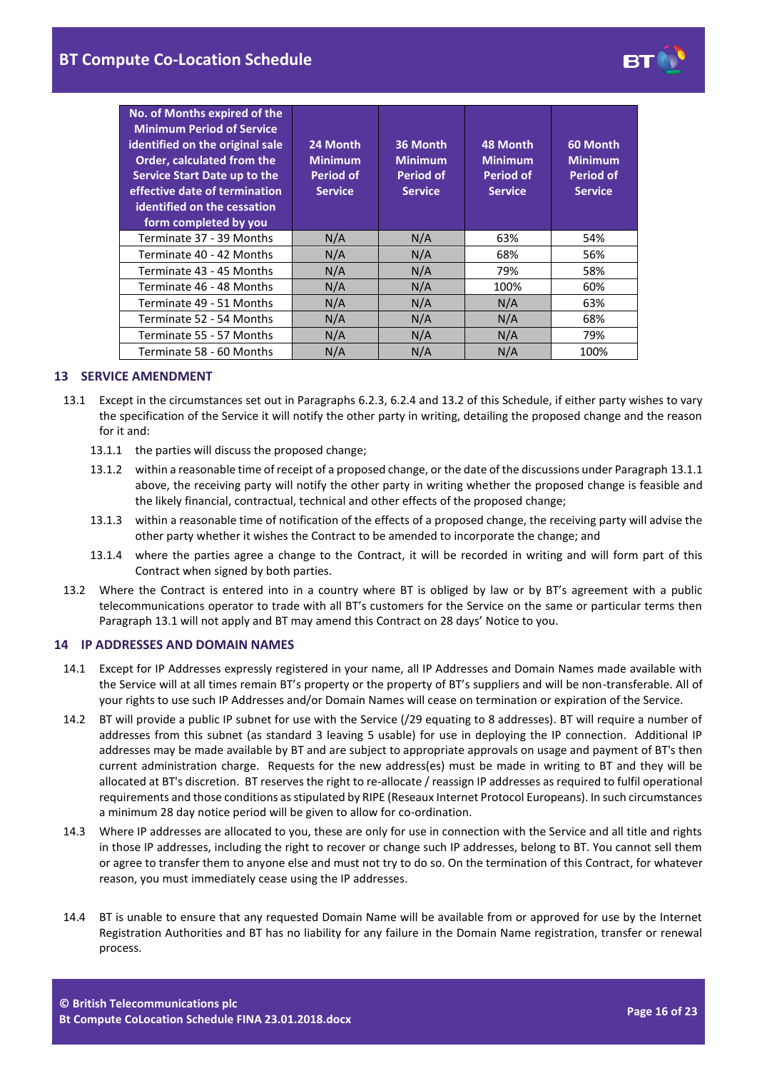| No. of Months expired of the Minimum Period of Service identified on the original sale Order, calculated from the Service Start Date up to the effective date of termination identified on the cessation form completed by you | 24 Month Minimum Period of Service | 36 Month Minimum Period of Service | 48 Month Minimum Period of Service | 60 Month Minimum Period of Service |
|---|---|---|---|---|
| Terminate 37 - 39 Months | N/A | N/A | 63% | 54% |
| Terminate 40 - 42 Months | N/A | N/A | 68% | 56% |
| Terminate 43 - 45 Months | N/A | N/A | 79% | 58% |
| Terminate 46 - 48 Months | N/A | N/A | 100% | 60% |
| Terminate 49 - 51 Months | N/A | N/A | N/A | 63% |
| Terminate 52 - 54 Months | N/A | N/A | N/A | 68% |
| Terminate 55 - 57 Months | N/A | N/A | N/A | 79% |
| Terminate 58 - 60 Months | N/A | N/A | N/A | 100% |

## 13 SERVICE AMENDMENT

13.1 Except in the circumstances set out in Paragraphs 6.2.3, 6.2.4 and 13.2 of this Schedule, if either party wishes to vary the specification of the Service it will notify the other party in writing, detailing the proposed change and the reason for it and:

13.1.1 the parties will discuss the proposed change;

13.1.2 within a reasonable time of receipt of a proposed change, or the date of the discussions under Paragraph 13.1.1 above, the receiving party will notify the other party in writing whether the proposed change is feasible and the likely financial, contractual, technical and other effects of the proposed change;

13.1.3 within a reasonable time of notification of the effects of a proposed change, the receiving party will advise the other party whether it wishes the Contract to be amended to incorporate the change; and

13.1.4 where the parties agree a change to the Contract, it will be recorded in writing and will form part of this Contract when signed by both parties.

13.2 Where the Contract is entered into in a country where BT is obliged by law or by BT's agreement with a public telecommunications operator to trade with all BT's customers for the Service on the same or particular terms then Paragraph 13.1 will not apply and BT may amend this Contract on 28 days' Notice to you.

## 14 IP ADDRESSES AND DOMAIN NAMES

14.1 Except for IP Addresses expressly registered in your name, all IP Addresses and Domain Names made available with the Service will at all times remain BT's property or the property of BT's suppliers and will be non-transferable. All of your rights to use such IP Addresses and/or Domain Names will cease on termination or expiration of the Service.

14.2 BT will provide a public IP subnet for use with the Service (/29 equating to 8 addresses). BT will require a number of addresses from this subnet (as standard 3 leaving 5 usable) for use in deploying the IP connection. Additional IP addresses may be made available by BT and are subject to appropriate approvals on usage and payment of BT's then current administration charge. Requests for the new address(es) must be made in writing to BT and they will be allocated at BT's discretion. BT reserves the right to re-allocate / reassign IP addresses as required to fulfil operational requirements and those conditions as stipulated by RIPE (Reseaux Internet Protocol Europeans). In such circumstances a minimum 28 day notice period will be given to allow for co-ordination.

14.3 Where IP addresses are allocated to you, these are only for use in connection with the Service and all title and rights in those IP addresses, including the right to recover or change such IP addresses, belong to BT. You cannot sell them or agree to transfer them to anyone else and must not try to do so. On the termination of this Contract, for whatever reason, you must immediately cease using the IP addresses.

14.4 BT is unable to ensure that any requested Domain Name will be available from or approved for use by the Internet Registration Authorities and BT has no liability for any failure in the Domain Name registration, transfer or renewal process.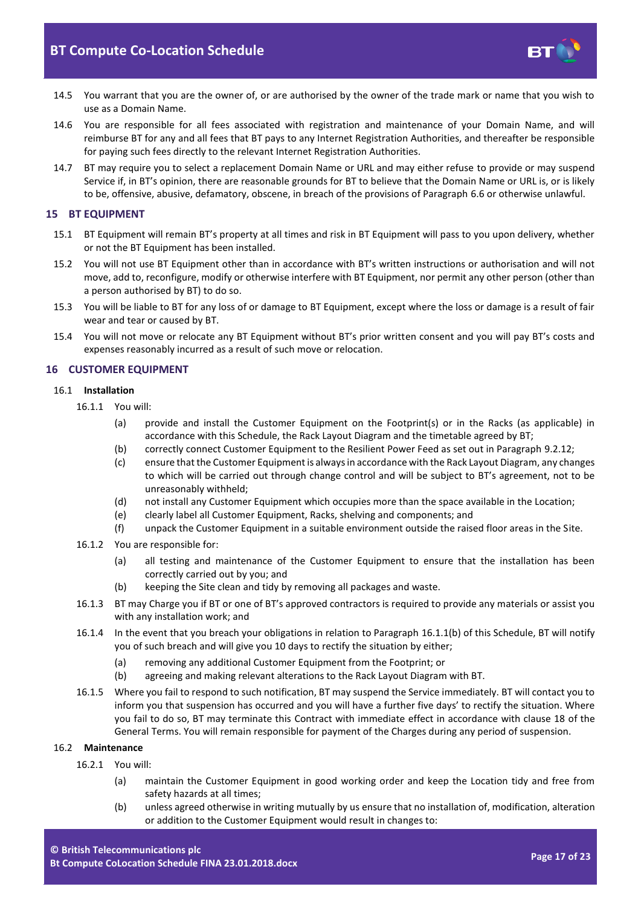14.5 You warrant that you are the owner of, or are authorised by the owner of the trade mark or name that you wish to use as a Domain Name.

14.6 You are responsible for all fees associated with registration and maintenance of your Domain Name, and will reimburse BT for any and all fees that BT pays to any Internet Registration Authorities, and thereafter be responsible for paying such fees directly to the relevant Internet Registration Authorities.

14.7 BT may require you to select a replacement Domain Name or URL and may either refuse to provide or may suspend Service if, in BT's opinion, there are reasonable grounds for BT to believe that the Domain Name or URL is, or is likely to be, offensive, abusive, defamatory, obscene, in breach of the provisions of Paragraph 6.6 or otherwise unlawful.

## 15 BT EQUIPMENT

15.1 BT Equipment will remain BT's property at all times and risk in BT Equipment will pass to you upon delivery, whether or not the BT Equipment has been installed.

15.2 You will not use BT Equipment other than in accordance with BT's written instructions or authorisation and will not move, add to, reconfigure, modify or otherwise interfere with BT Equipment, nor permit any other person (other than a person authorised by BT) to do so.

15.3 You will be liable to BT for any loss of or damage to BT Equipment, except where the loss or damage is a result of fair wear and tear or caused by BT.

15.4 You will not move or relocate any BT Equipment without BT's prior written consent and you will pay BT's costs and expenses reasonably incurred as a result of such move or relocation.

## 16 CUSTOMER EQUIPMENT

16.1 **Installation**

16.1.1 You will:

(a) provide and install the Customer Equipment on the Footprint(s) or in the Racks (as applicable) in accordance with this Schedule, the Rack Layout Diagram and the timetable agreed by BT;

(b) correctly connect Customer Equipment to the Resilient Power Feed as set out in Paragraph 9.2.12;

(c) ensure that the Customer Equipment is always in accordance with the Rack Layout Diagram, any changes to which will be carried out through change control and will be subject to BT's agreement, not to be unreasonably withheld;

(d) not install any Customer Equipment which occupies more than the space available in the Location;

(e) clearly label all Customer Equipment, Racks, shelving and components; and

(f) unpack the Customer Equipment in a suitable environment outside the raised floor areas in the Site.

16.1.2 You are responsible for:

(a) all testing and maintenance of the Customer Equipment to ensure that the installation has been correctly carried out by you; and

(b) keeping the Site clean and tidy by removing all packages and waste.

16.1.3 BT may Charge you if BT or one of BT's approved contractors is required to provide any materials or assist you with any installation work; and

16.1.4 In the event that you breach your obligations in relation to Paragraph 16.1.1(b) of this Schedule, BT will notify you of such breach and will give you 10 days to rectify the situation by either;

(a) removing any additional Customer Equipment from the Footprint; or

(b) agreeing and making relevant alterations to the Rack Layout Diagram with BT.

16.1.5 Where you fail to respond to such notification, BT may suspend the Service immediately. BT will contact you to inform you that suspension has occurred and you will have a further five days' to rectify the situation. Where you fail to do so, BT may terminate this Contract with immediate effect in accordance with clause 18 of the General Terms. You will remain responsible for payment of the Charges during any period of suspension.

16.2 **Maintenance**

16.2.1 You will:

(a) maintain the Customer Equipment in good working order and keep the Location tidy and free from safety hazards at all times;

(b) unless agreed otherwise in writing mutually by us ensure that no installation of, modification, alteration or addition to the Customer Equipment would result in changes to: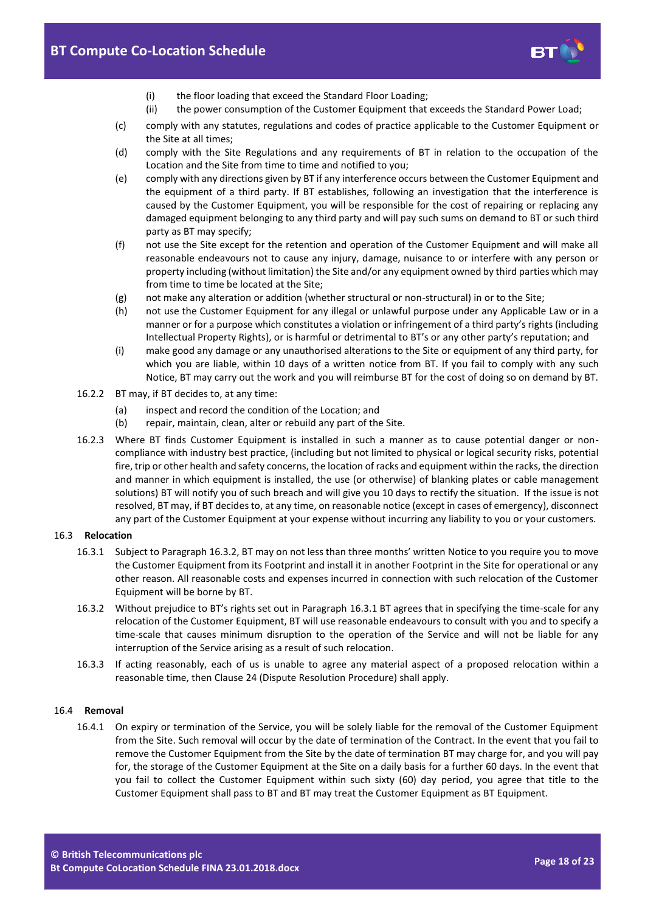(i) the floor loading that exceed the Standard Floor Loading;

(ii) the power consumption of the Customer Equipment that exceeds the Standard Power Load;

(c) comply with any statutes, regulations and codes of practice applicable to the Customer Equipment or the Site at all times;

(d) comply with the Site Regulations and any requirements of BT in relation to the occupation of the Location and the Site from time to time and notified to you;

(e) comply with any directions given by BT if any interference occurs between the Customer Equipment and the equipment of a third party. If BT establishes, following an investigation that the interference is caused by the Customer Equipment, you will be responsible for the cost of repairing or replacing any damaged equipment belonging to any third party and will pay such sums on demand to BT or such third party as BT may specify;

(f) not use the Site except for the retention and operation of the Customer Equipment and will make all reasonable endeavours not to cause any injury, damage, nuisance to or interfere with any person or property including (without limitation) the Site and/or any equipment owned by third parties which may from time to time be located at the Site;

(g) not make any alteration or addition (whether structural or non-structural) in or to the Site;

(h) not use the Customer Equipment for any illegal or unlawful purpose under any Applicable Law or in a manner or for a purpose which constitutes a violation or infringement of a third party's rights (including Intellectual Property Rights), or is harmful or detrimental to BT's or any other party's reputation; and

(i) make good any damage or any unauthorised alterations to the Site or equipment of any third party, for which you are liable, within 10 days of a written notice from BT. If you fail to comply with any such Notice, BT may carry out the work and you will reimburse BT for the cost of doing so on demand by BT.

16.2.2 BT may, if BT decides to, at any time:

(a) inspect and record the condition of the Location; and

(b) repair, maintain, clean, alter or rebuild any part of the Site.

16.2.3 Where BT finds Customer Equipment is installed in such a manner as to cause potential danger or non-compliance with industry best practice, (including but not limited to physical or logical security risks, potential fire, trip or other health and safety concerns, the location of racks and equipment within the racks, the direction and manner in which equipment is installed, the use (or otherwise) of blanking plates or cable management solutions) BT will notify you of such breach and will give you 10 days to rectify the situation. If the issue is not resolved, BT may, if BT decides to, at any time, on reasonable notice (except in cases of emergency), disconnect any part of the Customer Equipment at your expense without incurring any liability to you or your customers.

### 16.3 Relocation

16.3.1 Subject to Paragraph 16.3.2, BT may on not less than three months' written Notice to you require you to move the Customer Equipment from its Footprint and install it in another Footprint in the Site for operational or any other reason. All reasonable costs and expenses incurred in connection with such relocation of the Customer Equipment will be borne by BT.

16.3.2 Without prejudice to BT's rights set out in Paragraph 16.3.1 BT agrees that in specifying the time-scale for any relocation of the Customer Equipment, BT will use reasonable endeavours to consult with you and to specify a time-scale that causes minimum disruption to the operation of the Service and will not be liable for any interruption of the Service arising as a result of such relocation.

16.3.3 If acting reasonably, each of us is unable to agree any material aspect of a proposed relocation within a reasonable time, then Clause 24 (Dispute Resolution Procedure) shall apply.

### 16.4 Removal

16.4.1 On expiry or termination of the Service, you will be solely liable for the removal of the Customer Equipment from the Site. Such removal will occur by the date of termination of the Contract. In the event that you fail to remove the Customer Equipment from the Site by the date of termination BT may charge for, and you will pay for, the storage of the Customer Equipment at the Site on a daily basis for a further 60 days. In the event that you fail to collect the Customer Equipment within such sixty (60) day period, you agree that title to the Customer Equipment shall pass to BT and BT may treat the Customer Equipment as BT Equipment.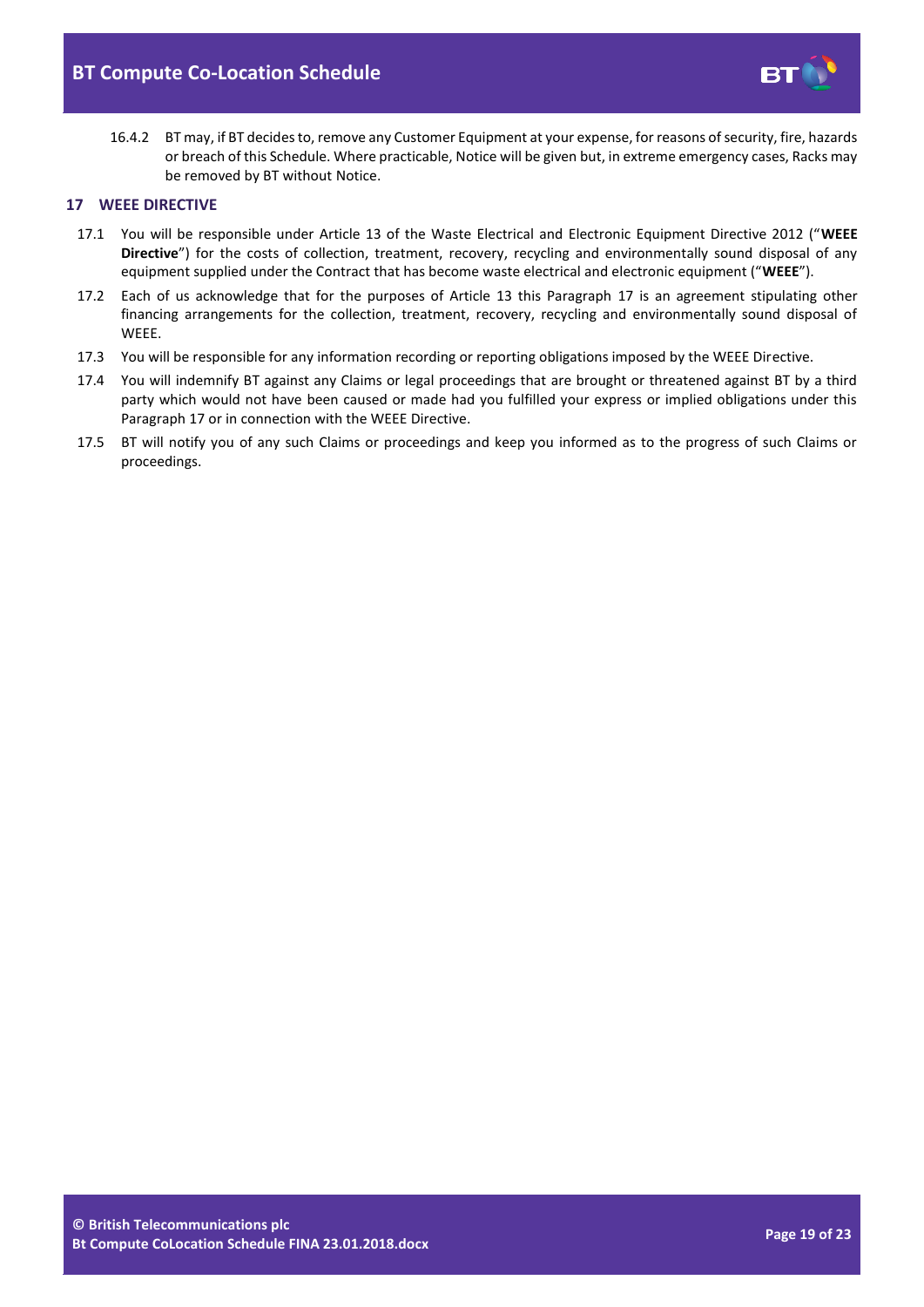16.4.2 BT may, if BT decides to, remove any Customer Equipment at your expense, for reasons of security, fire, hazards or breach of this Schedule. Where practicable, Notice will be given but, in extreme emergency cases, Racks may be removed by BT without Notice.

## 17 WEEE DIRECTIVE

17.1 You will be responsible under Article 13 of the Waste Electrical and Electronic Equipment Directive 2012 ("**WEEE Directive**") for the costs of collection, treatment, recovery, recycling and environmentally sound disposal of any equipment supplied under the Contract that has become waste electrical and electronic equipment ("**WEEE**").

17.2 Each of us acknowledge that for the purposes of Article 13 this Paragraph 17 is an agreement stipulating other financing arrangements for the collection, treatment, recovery, recycling and environmentally sound disposal of WEEE.

17.3 You will be responsible for any information recording or reporting obligations imposed by the WEEE Directive.

17.4 You will indemnify BT against any Claims or legal proceedings that are brought or threatened against BT by a third party which would not have been caused or made had you fulfilled your express or implied obligations under this Paragraph 17 or in connection with the WEEE Directive.

17.5 BT will notify you of any such Claims or proceedings and keep you informed as to the progress of such Claims or proceedings.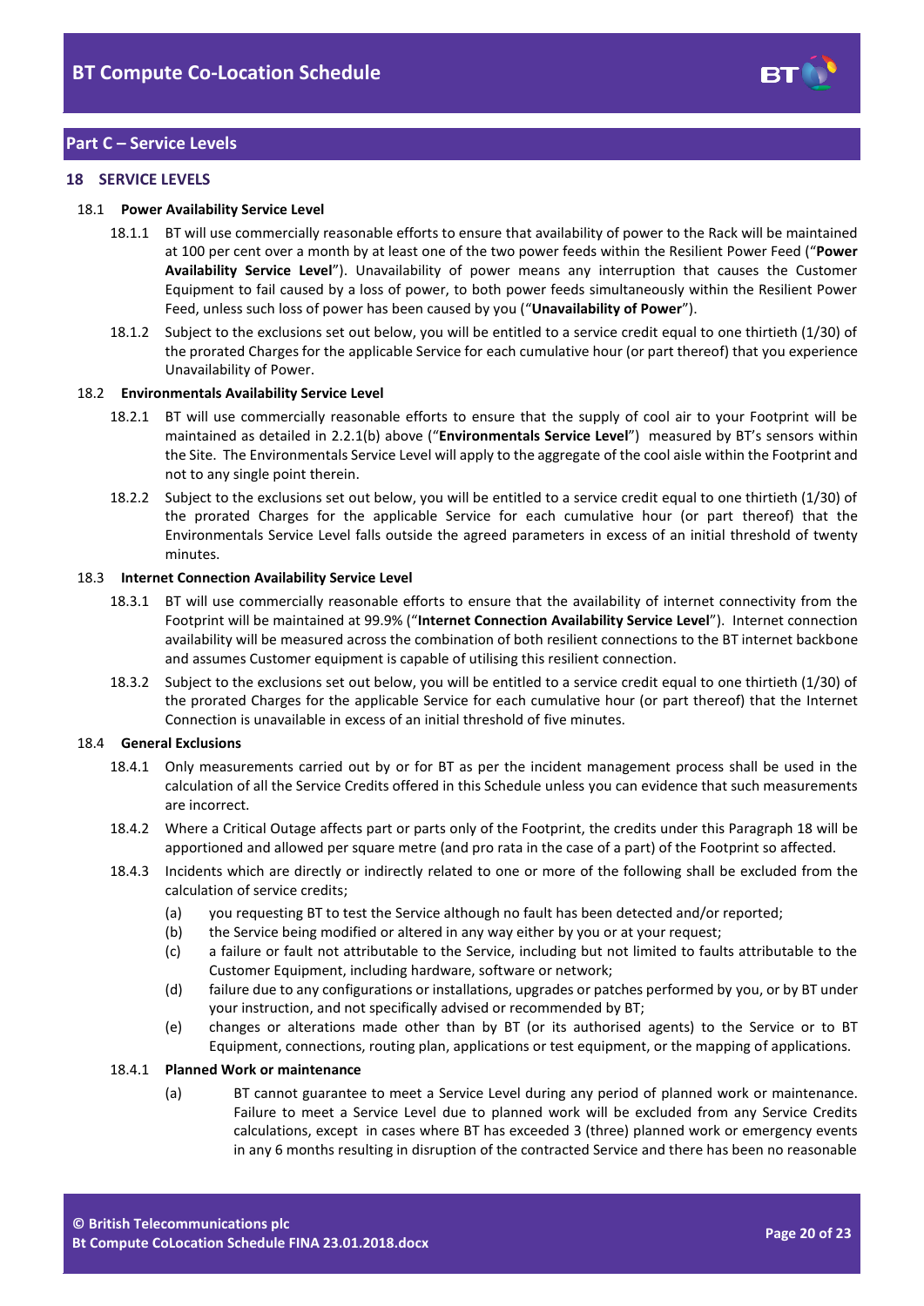## Part C – Service Levels

### 18 SERVICE LEVELS

**18.1 Power Availability Service Level**

18.1.1 BT will use commercially reasonable efforts to ensure that availability of power to the Rack will be maintained at 100 per cent over a month by at least one of the two power feeds within the Resilient Power Feed ("**Power Availability Service Level**"). Unavailability of power means any interruption that causes the Customer Equipment to fail caused by a loss of power, to both power feeds simultaneously within the Resilient Power Feed, unless such loss of power has been caused by you ("**Unavailability of Power**").

18.1.2 Subject to the exclusions set out below, you will be entitled to a service credit equal to one thirtieth (1/30) of the prorated Charges for the applicable Service for each cumulative hour (or part thereof) that you experience Unavailability of Power.

**18.2 Environmentals Availability Service Level**

18.2.1 BT will use commercially reasonable efforts to ensure that the supply of cool air to your Footprint will be maintained as detailed in 2.2.1(b) above ("**Environmentals Service Level**") measured by BT's sensors within the Site. The Environmentals Service Level will apply to the aggregate of the cool aisle within the Footprint and not to any single point therein.

18.2.2 Subject to the exclusions set out below, you will be entitled to a service credit equal to one thirtieth (1/30) of the prorated Charges for the applicable Service for each cumulative hour (or part thereof) that the Environmentals Service Level falls outside the agreed parameters in excess of an initial threshold of twenty minutes.

**18.3 Internet Connection Availability Service Level**

18.3.1 BT will use commercially reasonable efforts to ensure that the availability of internet connectivity from the Footprint will be maintained at 99.9% ("**Internet Connection Availability Service Level**"). Internet connection availability will be measured across the combination of both resilient connections to the BT internet backbone and assumes Customer equipment is capable of utilising this resilient connection.

18.3.2 Subject to the exclusions set out below, you will be entitled to a service credit equal to one thirtieth (1/30) of the prorated Charges for the applicable Service for each cumulative hour (or part thereof) that the Internet Connection is unavailable in excess of an initial threshold of five minutes.

**18.4 General Exclusions**

18.4.1 Only measurements carried out by or for BT as per the incident management process shall be used in the calculation of all the Service Credits offered in this Schedule unless you can evidence that such measurements are incorrect.

18.4.2 Where a Critical Outage affects part or parts only of the Footprint, the credits under this Paragraph 18 will be apportioned and allowed per square metre (and pro rata in the case of a part) of the Footprint so affected.

18.4.3 Incidents which are directly or indirectly related to one or more of the following shall be excluded from the calculation of service credits;

(a) you requesting BT to test the Service although no fault has been detected and/or reported;

(b) the Service being modified or altered in any way either by you or at your request;

(c) a failure or fault not attributable to the Service, including but not limited to faults attributable to the Customer Equipment, including hardware, software or network;

(d) failure due to any configurations or installations, upgrades or patches performed by you, or by BT under your instruction, and not specifically advised or recommended by BT;

(e) changes or alterations made other than by BT (or its authorised agents) to the Service or to BT Equipment, connections, routing plan, applications or test equipment, or the mapping of applications.

**18.4.1 Planned Work or maintenance**

(a) BT cannot guarantee to meet a Service Level during any period of planned work or maintenance. Failure to meet a Service Level due to planned work will be excluded from any Service Credits calculations, except in cases where BT has exceeded 3 (three) planned work or emergency events in any 6 months resulting in disruption of the contracted Service and there has been no reasonable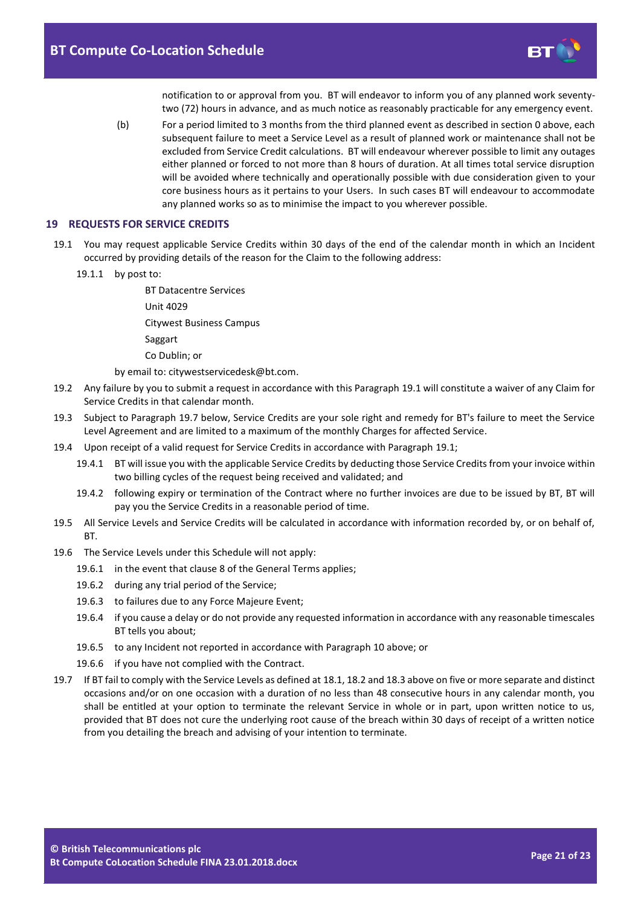notification to or approval from you. BT will endeavor to inform you of any planned work seventy-two (72) hours in advance, and as much notice as reasonably practicable for any emergency event.

(b) For a period limited to 3 months from the third planned event as described in section 0 above, each subsequent failure to meet a Service Level as a result of planned work or maintenance shall not be excluded from Service Credit calculations. BT will endeavour wherever possible to limit any outages either planned or forced to not more than 8 hours of duration. At all times total service disruption will be avoided where technically and operationally possible with due consideration given to your core business hours as it pertains to your Users. In such cases BT will endeavour to accommodate any planned works so as to minimise the impact to you wherever possible.

## 19 REQUESTS FOR SERVICE CREDITS

19.1 You may request applicable Service Credits within 30 days of the end of the calendar month in which an Incident occurred by providing details of the reason for the Claim to the following address:

19.1.1 by post to:

BT Datacentre Services

Unit 4029

Citywest Business Campus

Saggart

Co Dublin; or

by email to: citywestservicedesk@bt.com.

19.2 Any failure by you to submit a request in accordance with this Paragraph 19.1 will constitute a waiver of any Claim for Service Credits in that calendar month.

19.3 Subject to Paragraph 19.7 below, Service Credits are your sole right and remedy for BT's failure to meet the Service Level Agreement and are limited to a maximum of the monthly Charges for affected Service.

19.4 Upon receipt of a valid request for Service Credits in accordance with Paragraph 19.1;

19.4.1 BT will issue you with the applicable Service Credits by deducting those Service Credits from your invoice within two billing cycles of the request being received and validated; and

19.4.2 following expiry or termination of the Contract where no further invoices are due to be issued by BT, BT will pay you the Service Credits in a reasonable period of time.

19.5 All Service Levels and Service Credits will be calculated in accordance with information recorded by, or on behalf of, BT.

19.6 The Service Levels under this Schedule will not apply:

19.6.1 in the event that clause 8 of the General Terms applies;

19.6.2 during any trial period of the Service;

19.6.3 to failures due to any Force Majeure Event;

19.6.4 if you cause a delay or do not provide any requested information in accordance with any reasonable timescales BT tells you about;

19.6.5 to any Incident not reported in accordance with Paragraph 10 above; or

19.6.6 if you have not complied with the Contract.

19.7 If BT fail to comply with the Service Levels as defined at 18.1, 18.2 and 18.3 above on five or more separate and distinct occasions and/or on one occasion with a duration of no less than 48 consecutive hours in any calendar month, you shall be entitled at your option to terminate the relevant Service in whole or in part, upon written notice to us, provided that BT does not cure the underlying root cause of the breach within 30 days of receipt of a written notice from you detailing the breach and advising of your intention to terminate.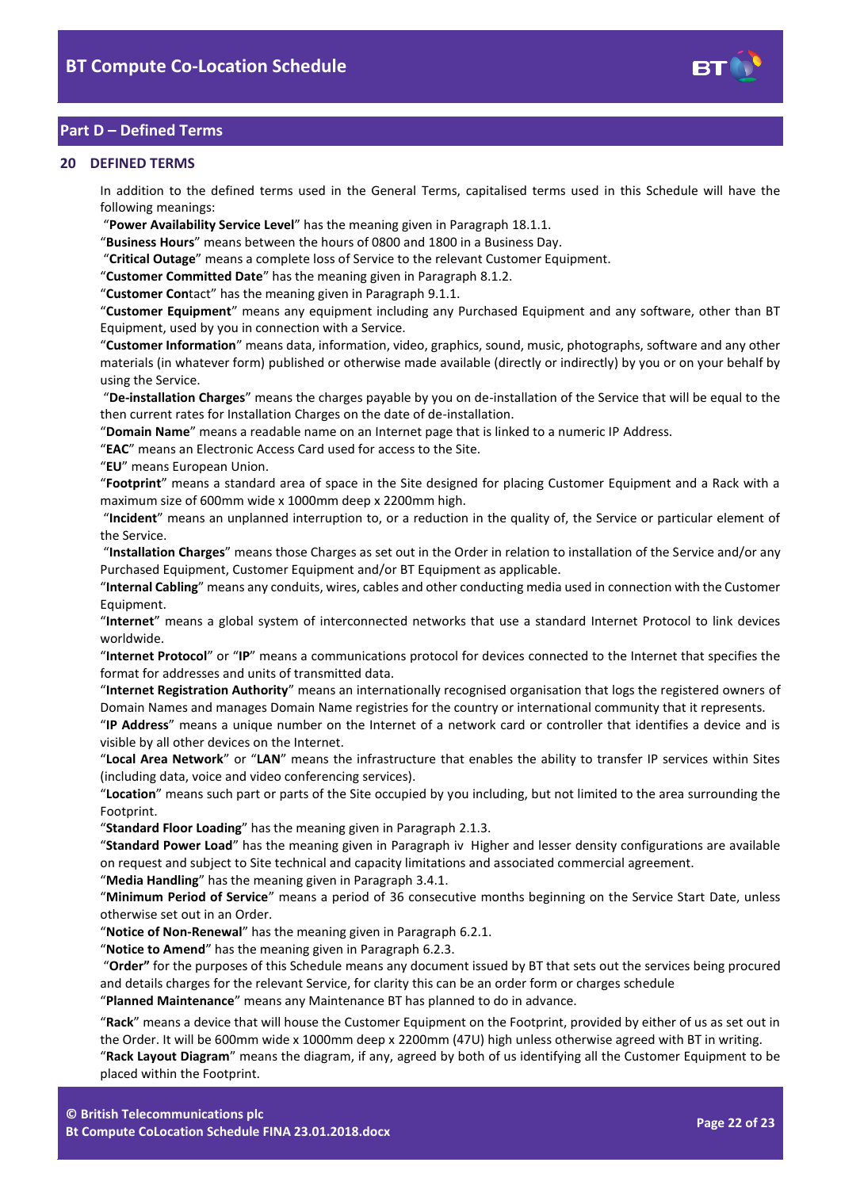## Part D – Defined Terms

### 20 DEFINED TERMS

In addition to the defined terms used in the General Terms, capitalised terms used in this Schedule will have the following meanings:

"**Power Availability Service Level**" has the meaning given in Paragraph 18.1.1.

"**Business Hours**" means between the hours of 0800 and 1800 in a Business Day.

"**Critical Outage**" means a complete loss of Service to the relevant Customer Equipment.

"**Customer Committed Date**" has the meaning given in Paragraph 8.1.2.

"**Customer Con**tact" has the meaning given in Paragraph 9.1.1.

"**Customer Equipment**" means any equipment including any Purchased Equipment and any software, other than BT Equipment, used by you in connection with a Service.

"**Customer Information**" means data, information, video, graphics, sound, music, photographs, software and any other materials (in whatever form) published or otherwise made available (directly or indirectly) by you or on your behalf by using the Service.

"**De-installation Charges**" means the charges payable by you on de-installation of the Service that will be equal to the then current rates for Installation Charges on the date of de-installation.

"**Domain Name**" means a readable name on an Internet page that is linked to a numeric IP Address.

"**EAC**" means an Electronic Access Card used for access to the Site.

"**EU**" means European Union.

"**Footprint**" means a standard area of space in the Site designed for placing Customer Equipment and a Rack with a maximum size of 600mm wide x 1000mm deep x 2200mm high.

"**Incident**" means an unplanned interruption to, or a reduction in the quality of, the Service or particular element of the Service.

"**Installation Charges**" means those Charges as set out in the Order in relation to installation of the Service and/or any Purchased Equipment, Customer Equipment and/or BT Equipment as applicable.

"**Internal Cabling**" means any conduits, wires, cables and other conducting media used in connection with the Customer Equipment.

"**Internet**" means a global system of interconnected networks that use a standard Internet Protocol to link devices worldwide.

"**Internet Protocol**" or "**IP**" means a communications protocol for devices connected to the Internet that specifies the format for addresses and units of transmitted data.

"**Internet Registration Authority**" means an internationally recognised organisation that logs the registered owners of Domain Names and manages Domain Name registries for the country or international community that it represents.

"**IP Address**" means a unique number on the Internet of a network card or controller that identifies a device and is visible by all other devices on the Internet.

"**Local Area Network**" or "**LAN**" means the infrastructure that enables the ability to transfer IP services within Sites (including data, voice and video conferencing services).

"**Location**" means such part or parts of the Site occupied by you including, but not limited to the area surrounding the Footprint.

"**Standard Floor Loading**" has the meaning given in Paragraph 2.1.3.

"**Standard Power Load**" has the meaning given in Paragraph iv Higher and lesser density configurations are available on request and subject to Site technical and capacity limitations and associated commercial agreement.

"**Media Handling**" has the meaning given in Paragraph 3.4.1.

"**Minimum Period of Service**" means a period of 36 consecutive months beginning on the Service Start Date, unless otherwise set out in an Order.

"**Notice of Non-Renewal**" has the meaning given in Paragraph 6.2.1.

"**Notice to Amend**" has the meaning given in Paragraph 6.2.3.

"**Order"** for the purposes of this Schedule means any document issued by BT that sets out the services being procured and details charges for the relevant Service, for clarity this can be an order form or charges schedule

"**Planned Maintenance**" means any Maintenance BT has planned to do in advance.

"**Rack**" means a device that will house the Customer Equipment on the Footprint, provided by either of us as set out in the Order. It will be 600mm wide x 1000mm deep x 2200mm (47U) high unless otherwise agreed with BT in writing.

"**Rack Layout Diagram**" means the diagram, if any, agreed by both of us identifying all the Customer Equipment to be placed within the Footprint.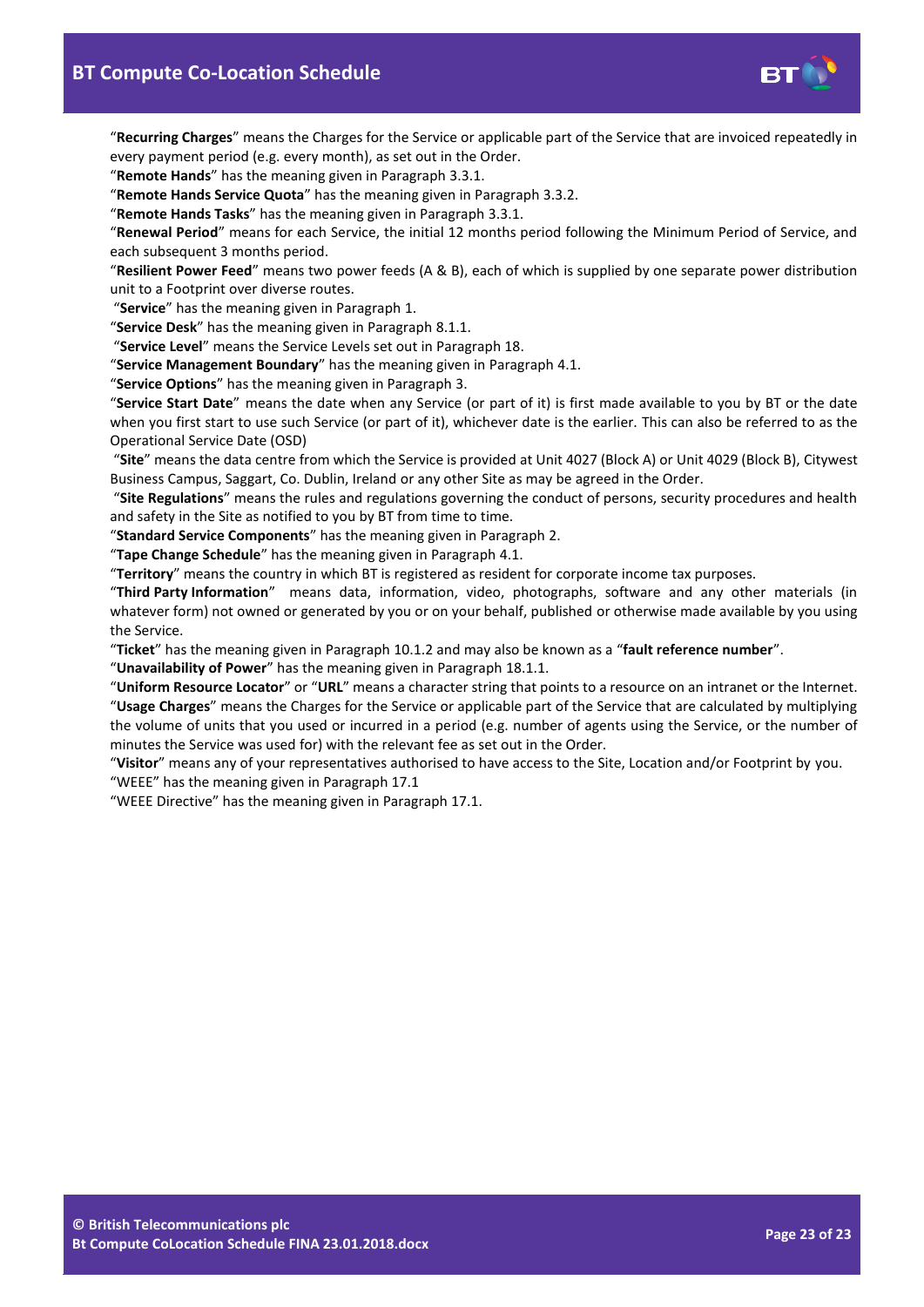“**Recurring Charges**” means the Charges for the Service or applicable part of the Service that are invoiced repeatedly in every payment period (e.g. every month), as set out in the Order.

“**Remote Hands**” has the meaning given in Paragraph 3.3.1.

“**Remote Hands Service Quota**” has the meaning given in Paragraph 3.3.2.

“**Remote Hands Tasks**” has the meaning given in Paragraph 3.3.1.

“**Renewal Period**” means for each Service, the initial 12 months period following the Minimum Period of Service, and each subsequent 3 months period.

“**Resilient Power Feed**” means two power feeds (A & B), each of which is supplied by one separate power distribution unit to a Footprint over diverse routes.

“**Service**” has the meaning given in Paragraph 1.

“**Service Desk**” has the meaning given in Paragraph 8.1.1.

“**Service Level**” means the Service Levels set out in Paragraph 18.

“**Service Management Boundary**” has the meaning given in Paragraph 4.1.

“**Service Options**” has the meaning given in Paragraph 3.

“**Service Start Date**” means the date when any Service (or part of it) is first made available to you by BT or the date when you first start to use such Service (or part of it), whichever date is the earlier. This can also be referred to as the Operational Service Date (OSD)

“**Site**” means the data centre from which the Service is provided at Unit 4027 (Block A) or Unit 4029 (Block B), Citywest Business Campus, Saggart, Co. Dublin, Ireland or any other Site as may be agreed in the Order.

“**Site Regulations**” means the rules and regulations governing the conduct of persons, security procedures and health and safety in the Site as notified to you by BT from time to time.

“**Standard Service Components**” has the meaning given in Paragraph 2.

“**Tape Change Schedule**” has the meaning given in Paragraph 4.1.

“**Territory**” means the country in which BT is registered as resident for corporate income tax purposes.

“**Third Party Information**” means data, information, video, photographs, software and any other materials (in whatever form) not owned or generated by you or on your behalf, published or otherwise made available by you using the Service.

“**Ticket**” has the meaning given in Paragraph 10.1.2 and may also be known as a “**fault reference number**”.

“**Unavailability of Power**” has the meaning given in Paragraph 18.1.1.

“**Uniform Resource Locator**” or “**URL**” means a character string that points to a resource on an intranet or the Internet.

“**Usage Charges**” means the Charges for the Service or applicable part of the Service that are calculated by multiplying the volume of units that you used or incurred in a period (e.g. number of agents using the Service, or the number of minutes the Service was used for) with the relevant fee as set out in the Order.

“**Visitor**” means any of your representatives authorised to have access to the Site, Location and/or Footprint by you.

“WEEE” has the meaning given in Paragraph 17.1

“WEEE Directive” has the meaning given in Paragraph 17.1.